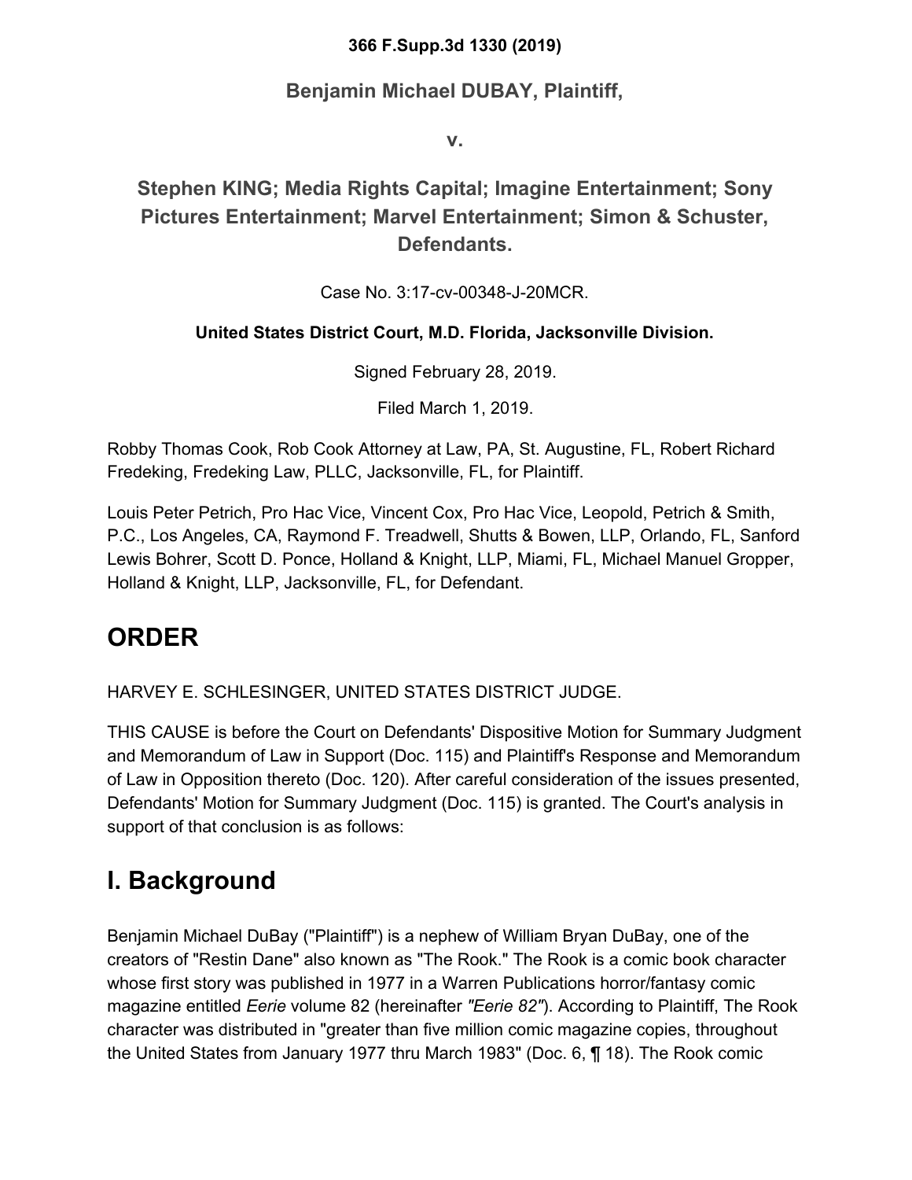**366 F.Supp.3d 1330 (2019)**

**Benjamin Michael DUBAY, Plaintiff,**

**v.**

## Stephen KING; Media Rights Capital; Imagine Entertainment; Sony Pictures Entertainment; Marvel Entertainment; Simon & Schuster, Defendants.

Case No. 3:17-cv-00348-J-20MCR.

**United States District Court, M.D. Florida, Jacksonville Division.**

Signed February 28, 2019.

Filed March 1, 2019.

Robby Thomas Cook, Rob Cook Attorney at Law, PA, St. Augustine, FL, Robert Richard Fredeking, Fredeking Law, PLLC, Jacksonville, FL, for Plaintiff.

Louis Peter Petrich, Pro Hac Vice, Vincent Cox, Pro Hac Vice, Leopold, Petrich & Smith, P.C., Los Angeles, CA, Raymond F. Treadwell, Shutts & Bowen, LLP, Orlando, FL, Sanford Lewis Bohrer, Scott D. Ponce, Holland & Knight, LLP, Miami, FL, Michael Manuel Gropper, Holland & Knight, LLP, Jacksonville, FL, for Defendant.

# ORDER

HARVEY E. SCHLESINGER, UNITED STATES DISTRICT JUDGE.

THIS CAUSE is before the Court on Defendants' Dispositive Motion for Summary Judgment and Memorandum of Law in Support (Doc. 115) and Plaintiff's Response and Memorandum of Law in Opposition thereto (Doc. 120). After careful consideration of the issues presented, Defendants' Motion for Summary Judgment (Doc. 115) is granted. The Court's analysis in support of that conclusion is as follows:

# I. Background

Benjamin Michael DuBay ("Plaintiff") is a nephew of William Bryan DuBay, one of the creators of "Restin Dane" also known as "The Rook." The Rook is a comic book character whose first story was published in 1977 in a Warren Publications horror/fantasy comic magazine entitled *Eerie* volume 82 (hereinafter *"Eerie 82"*). According to Plaintiff, The Rook character was distributed in "greater than five million comic magazine copies, throughout the United States from January 1977 thru March 1983" (Doc. 6, ¶ 18). The Rook comic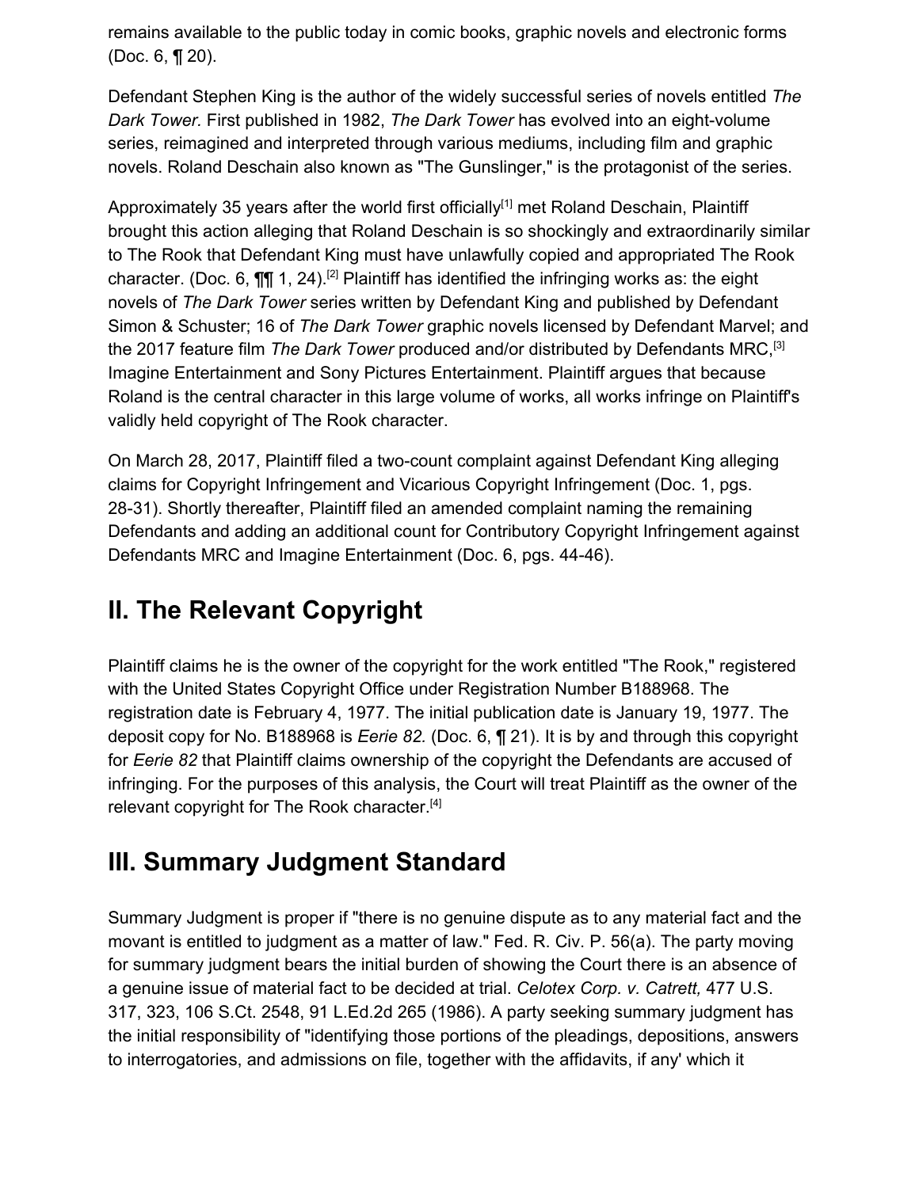remains available to the public today in comic books, graphic novels and electronic forms (Doc. 6, ¶ 20).

Defendant Stephen King is the author of the widely successful series of novels entitled *The Dark Tower.* First published in 1982, *The Dark Tower* has evolved into an eight-volume series, reimagined and interpreted through various mediums, including film and graphic novels. Roland Deschain also known as "The Gunslinger," is the protagonist of the series.

Approximately 35 years after the world first officially[1] met Roland Deschain, Plaintiff brought this action alleging that Roland Deschain is so shockingly and extraordinarily similar to The Rook that Defendant King must have unlawfully copied and appropriated The Rook character. (Doc. 6, ¶¶ 1, 24).[2] Plaintiff has identified the infringing works as: the eight novels of *The Dark Tower* series written by Defendant King and published by Defendant Simon & Schuster; 16 of *The Dark Tower* graphic novels licensed by Defendant Marvel; and the 2017 feature film *The Dark Tower* produced and/or distributed by Defendants MRC,[3] Imagine Entertainment and Sony Pictures Entertainment. Plaintiff argues that because Roland is the central character in this large volume of works, all works infringe on Plaintiff's validly held copyright of The Rook character.

On March 28, 2017, Plaintiff filed a two-count complaint against Defendant King alleging claims for Copyright Infringement and Vicarious Copyright Infringement (Doc. 1, pgs. 28-31). Shortly thereafter, Plaintiff filed an amended complaint naming the remaining Defendants and adding an additional count for Contributory Copyright Infringement against Defendants MRC and Imagine Entertainment (Doc. 6, pgs. 44-46).

## II. The Relevant Copyright

Plaintiff claims he is the owner of the copyright for the work entitled "The Rook," registered with the United States Copyright Office under Registration Number B188968. The registration date is February 4, 1977. The initial publication date is January 19, 1977. The deposit copy for No. B188968 is *Eerie 82.* (Doc. 6, ¶ 21). It is by and through this copyright for *Eerie 82* that Plaintiff claims ownership of the copyright the Defendants are accused of infringing. For the purposes of this analysis, the Court will treat Plaintiff as the owner of the relevant copyright for The Rook character.[4]

## III. Summary Judgment Standard

Summary Judgment is proper if "there is no genuine dispute as to any material fact and the movant is entitled to judgment as a matter of law." Fed. R. Civ. P. 56(a). The party moving for summary judgment bears the initial burden of showing the Court there is an absence of a genuine issue of material fact to be decided at trial. *Celotex Corp. v. Catrett,* 477 U.S. 317, 323, 106 S.Ct. 2548, 91 L.Ed.2d 265 (1986). A party seeking summary judgment has the initial responsibility of "identifying those portions of the pleadings, depositions, answers to interrogatories, and admissions on file, together with the affidavits, if any' which it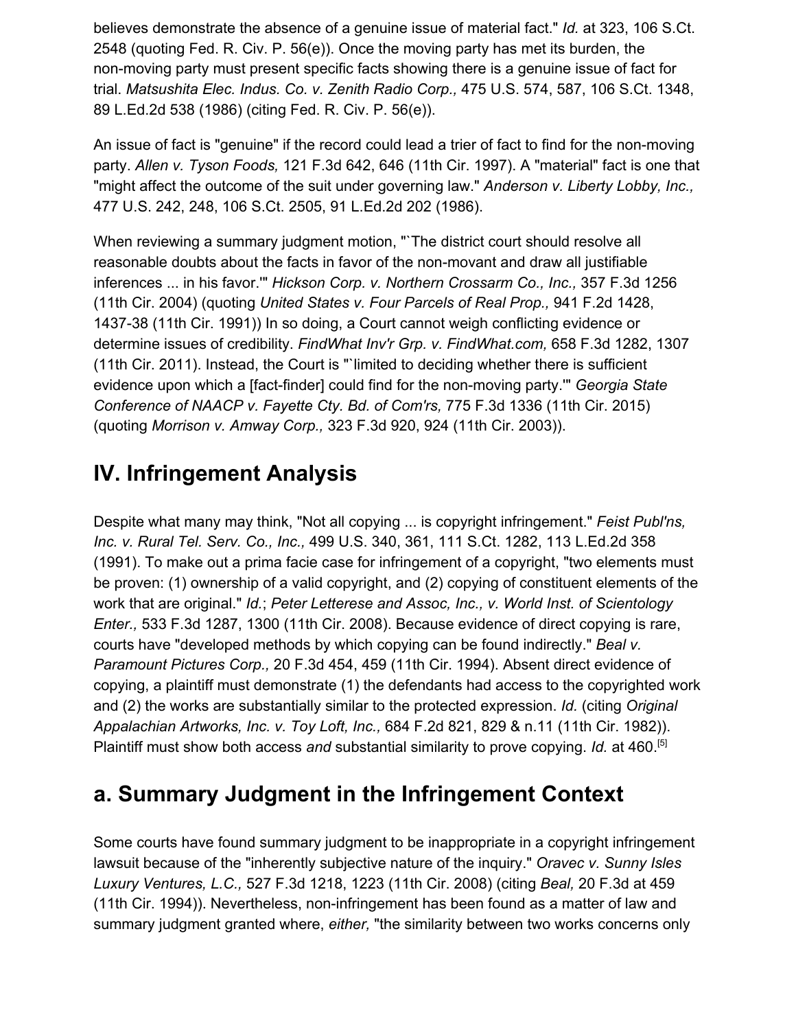believes demonstrate the absence of a genuine issue of material fact." *Id.* at 323, 106 S.Ct. 2548 (quoting Fed. R. Civ. P. 56(e)). Once the moving party has met its burden, the non-moving party must present specific facts showing there is a genuine issue of fact for trial. *Matsushita Elec. Indus. Co. v. Zenith Radio Corp.,* 475 U.S. 574, 587, 106 S.Ct. 1348, 89 L.Ed.2d 538 (1986) (citing Fed. R. Civ. P. 56(e)).

An issue of fact is "genuine" if the record could lead a trier of fact to find for the non-moving party. *Allen v. Tyson Foods,* 121 F.3d 642, 646 (11th Cir. 1997). A "material" fact is one that "might affect the outcome of the suit under governing law." *Anderson v. Liberty Lobby, Inc.,* 477 U.S. 242, 248, 106 S.Ct. 2505, 91 L.Ed.2d 202 (1986).

When reviewing a summary judgment motion, "`The district court should resolve all reasonable doubts about the facts in favor of the non-movant and draw all justifiable inferences ... in his favor.'" *Hickson Corp. v. Northern Crossarm Co., Inc.,* 357 F.3d 1256 (11th Cir. 2004) (quoting *United States v. Four Parcels of Real Prop.,* 941 F.2d 1428, 1437-38 (11th Cir. 1991)) In so doing, a Court cannot weigh conflicting evidence or determine issues of credibility. *FindWhat Inv'r Grp. v. FindWhat.com,* 658 F.3d 1282, 1307 (11th Cir. 2011). Instead, the Court is "`limited to deciding whether there is sufficient evidence upon which a [fact-finder] could find for the non-moving party.'" *Georgia State Conference of NAACP v. Fayette Cty. Bd. of Com'rs,* 775 F.3d 1336 (11th Cir. 2015) (quoting *Morrison v. Amway Corp.,* 323 F.3d 920, 924 (11th Cir. 2003)).

## IV. Infringement Analysis

Despite what many may think, "Not all copying ... is copyright infringement." *Feist Publ'ns, Inc. v. Rural Tel. Serv. Co., Inc.,* 499 U.S. 340, 361, 111 S.Ct. 1282, 113 L.Ed.2d 358 (1991). To make out a prima facie case for infringement of a copyright, "two elements must be proven: (1) ownership of a valid copyright, and (2) copying of constituent elements of the work that are original." *Id.*; *Peter Letterese and Assoc, Inc., v. World Inst. of Scientology Enter.,* 533 F.3d 1287, 1300 (11th Cir. 2008). Because evidence of direct copying is rare, courts have "developed methods by which copying can be found indirectly." *Beal v. Paramount Pictures Corp.,* 20 F.3d 454, 459 (11th Cir. 1994). Absent direct evidence of copying, a plaintiff must demonstrate (1) the defendants had access to the copyrighted work and (2) the works are substantially similar to the protected expression. *Id.* (citing *Original Appalachian Artworks, Inc. v. Toy Loft, Inc.,* 684 F.2d 821, 829 & n.11 (11th Cir. 1982)). Plaintiff must show both access *and* substantial similarity to prove copying. *Id.* at 460.[5]

## a. Summary Judgment in the Infringement Context

Some courts have found summary judgment to be inappropriate in a copyright infringement lawsuit because of the "inherently subjective nature of the inquiry." *Oravec v. Sunny Isles Luxury Ventures, L.C.,* 527 F.3d 1218, 1223 (11th Cir. 2008) (citing *Beal,* 20 F.3d at 459 (11th Cir. 1994)). Nevertheless, non-infringement has been found as a matter of law and summary judgment granted where, *either,* "the similarity between two works concerns only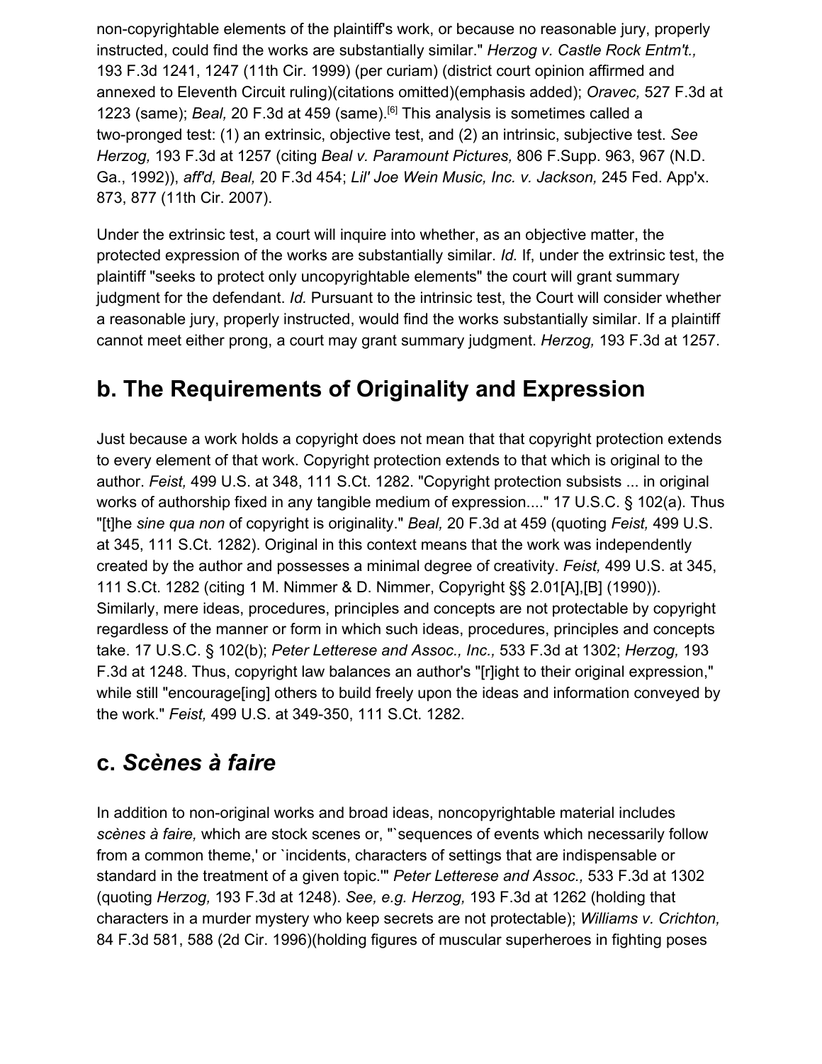non-copyrightable elements of the plaintiff's work, or because no reasonable jury, properly instructed, could find the works are substantially similar." *Herzog v. Castle Rock Entm't.,* 193 F.3d 1241, 1247 (11th Cir. 1999) (per curiam) (district court opinion affirmed and annexed to Eleventh Circuit ruling)(citations omitted)(emphasis added); *Oravec,* 527 F.3d at 1223 (same); *Beal,* 20 F.3d at 459 (same).[6] This analysis is sometimes called a two-pronged test: (1) an extrinsic, objective test, and (2) an intrinsic, subjective test. *See Herzog,* 193 F.3d at 1257 (citing *Beal v. Paramount Pictures,* 806 F.Supp. 963, 967 (N.D. Ga., 1992)), *aff'd, Beal,* 20 F.3d 454; *Lil' Joe Wein Music, Inc. v. Jackson,* 245 Fed. App'x. 873, 877 (11th Cir. 2007).

Under the extrinsic test, a court will inquire into whether, as an objective matter, the protected expression of the works are substantially similar. *Id.* If, under the extrinsic test, the plaintiff "seeks to protect only uncopyrightable elements" the court will grant summary judgment for the defendant. *Id.* Pursuant to the intrinsic test, the Court will consider whether a reasonable jury, properly instructed, would find the works substantially similar. If a plaintiff cannot meet either prong, a court may grant summary judgment. *Herzog,* 193 F.3d at 1257.

## b. The Requirements of Originality and Expression

Just because a work holds a copyright does not mean that that copyright protection extends to every element of that work. Copyright protection extends to that which is original to the author. *Feist,* 499 U.S. at 348, 111 S.Ct. 1282. "Copyright protection subsists ... in original works of authorship fixed in any tangible medium of expression...." 17 U.S.C. § 102(a). Thus "[t]he *sine qua non* of copyright is originality." *Beal,* 20 F.3d at 459 (quoting *Feist,* 499 U.S. at 345, 111 S.Ct. 1282). Original in this context means that the work was independently created by the author and possesses a minimal degree of creativity. *Feist,* 499 U.S. at 345, 111 S.Ct. 1282 (citing 1 M. Nimmer & D. Nimmer, Copyright §§ 2.01[A],[B] (1990)). Similarly, mere ideas, procedures, principles and concepts are not protectable by copyright regardless of the manner or form in which such ideas, procedures, principles and concepts take. 17 U.S.C. § 102(b); *Peter Letterese and Assoc., Inc.,* 533 F.3d at 1302; *Herzog,* 193 F.3d at 1248. Thus, copyright law balances an author's "[r]ight to their original expression," while still "encourage[ing] others to build freely upon the ideas and information conveyed by the work." *Feist,* 499 U.S. at 349-350, 111 S.Ct. 1282.

## c. *Scènes à faire*

In addition to non-original works and broad ideas, noncopyrightable material includes *scènes à faire,* which are stock scenes or, "`sequences of events which necessarily follow from a common theme,' or `incidents, characters of settings that are indispensable or standard in the treatment of a given topic.'" *Peter Letterese and Assoc.,* 533 F.3d at 1302 (quoting *Herzog,* 193 F.3d at 1248). *See, e.g. Herzog,* 193 F.3d at 1262 (holding that characters in a murder mystery who keep secrets are not protectable); *Williams v. Crichton,* 84 F.3d 581, 588 (2d Cir. 1996)(holding figures of muscular superheroes in fighting poses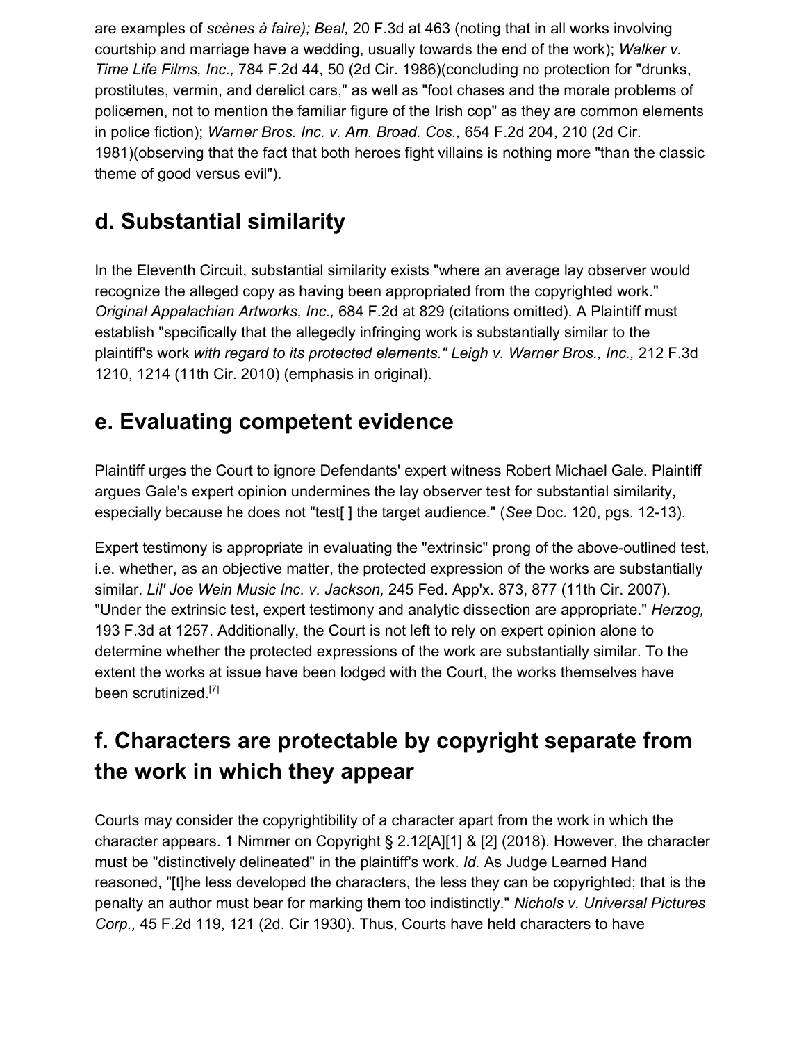are examples of *scènes à faire); Beal,* 20 F.3d at 463 (noting that in all works involving courtship and marriage have a wedding, usually towards the end of the work); *Walker v. Time Life Films, Inc.,* 784 F.2d 44, 50 (2d Cir. 1986)(concluding no protection for "drunks, prostitutes, vermin, and derelict cars," as well as "foot chases and the morale problems of policemen, not to mention the familiar figure of the Irish cop" as they are common elements in police fiction); *Warner Bros. Inc. v. Am. Broad. Cos.,* 654 F.2d 204, 210 (2d Cir. 1981)(observing that the fact that both heroes fight villains is nothing more "than the classic theme of good versus evil").

## d. Substantial similarity

In the Eleventh Circuit, substantial similarity exists "where an average lay observer would recognize the alleged copy as having been appropriated from the copyrighted work." *Original Appalachian Artworks, Inc.,* 684 F.2d at 829 (citations omitted). A Plaintiff must establish "specifically that the allegedly infringing work is substantially similar to the plaintiff's work *with regard to its protected elements." Leigh v. Warner Bros., Inc.,* 212 F.3d 1210, 1214 (11th Cir. 2010) (emphasis in original).

## e. Evaluating competent evidence

Plaintiff urges the Court to ignore Defendants' expert witness Robert Michael Gale. Plaintiff argues Gale's expert opinion undermines the lay observer test for substantial similarity, especially because he does not "test[ ] the target audience." (*See* Doc. 120, pgs. 12-13).

Expert testimony is appropriate in evaluating the "extrinsic" prong of the above-outlined test, i.e. whether, as an objective matter, the protected expression of the works are substantially similar. *Lil' Joe Wein Music Inc. v. Jackson,* 245 Fed. App'x. 873, 877 (11th Cir. 2007). "Under the extrinsic test, expert testimony and analytic dissection are appropriate." *Herzog,* 193 F.3d at 1257. Additionally, the Court is not left to rely on expert opinion alone to determine whether the protected expressions of the work are substantially similar. To the extent the works at issue have been lodged with the Court, the works themselves have been scrutinized.[7]

## f. Characters are protectable by copyright separate from the work in which they appear

Courts may consider the copyrightibility of a character apart from the work in which the character appears. 1 Nimmer on Copyright § 2.12[A][1] & [2] (2018). However, the character must be "distinctively delineated" in the plaintiff's work. *Id.* As Judge Learned Hand reasoned, "[t]he less developed the characters, the less they can be copyrighted; that is the penalty an author must bear for marking them too indistinctly." *Nichols v. Universal Pictures Corp.,* 45 F.2d 119, 121 (2d. Cir 1930). Thus, Courts have held characters to have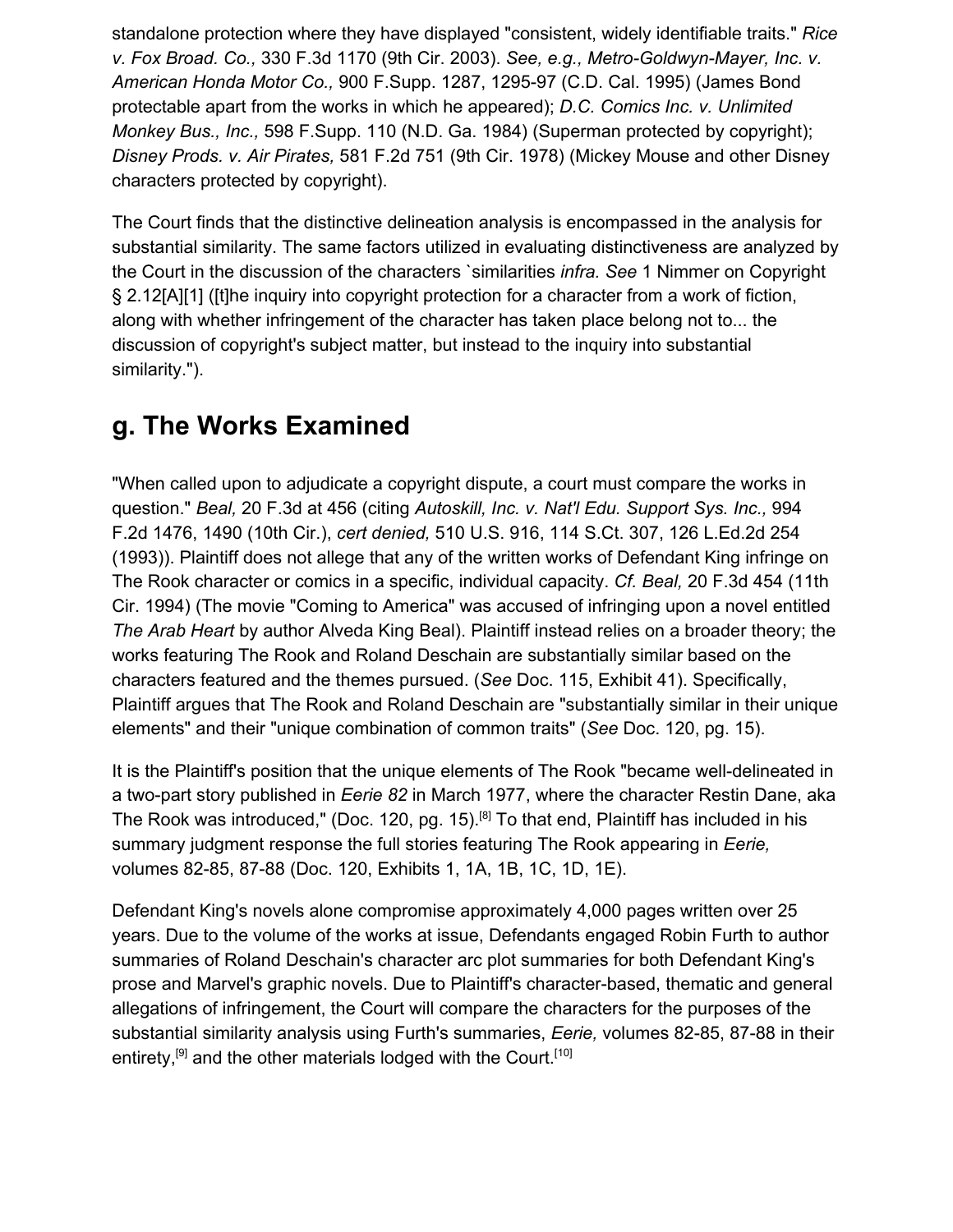standalone protection where they have displayed "consistent, widely identifiable traits." *Rice v. Fox Broad. Co.,* 330 F.3d 1170 (9th Cir. 2003). *See, e.g., Metro-Goldwyn-Mayer, Inc. v. American Honda Motor Co.,* 900 F.Supp. 1287, 1295-97 (C.D. Cal. 1995) (James Bond protectable apart from the works in which he appeared); *D.C. Comics Inc. v. Unlimited Monkey Bus., Inc.,* 598 F.Supp. 110 (N.D. Ga. 1984) (Superman protected by copyright); *Disney Prods. v. Air Pirates,* 581 F.2d 751 (9th Cir. 1978) (Mickey Mouse and other Disney characters protected by copyright).

The Court finds that the distinctive delineation analysis is encompassed in the analysis for substantial similarity. The same factors utilized in evaluating distinctiveness are analyzed by the Court in the discussion of the characters `similarities *infra. See* 1 Nimmer on Copyright § 2.12[A][1] ([t]he inquiry into copyright protection for a character from a work of fiction, along with whether infringement of the character has taken place belong not to... the discussion of copyright's subject matter, but instead to the inquiry into substantial similarity.").

## g. The Works Examined

"When called upon to adjudicate a copyright dispute, a court must compare the works in question." *Beal,* 20 F.3d at 456 (citing *Autoskill, Inc. v. Nat'l Edu. Support Sys. Inc.,* 994 F.2d 1476, 1490 (10th Cir.), *cert denied,* 510 U.S. 916, 114 S.Ct. 307, 126 L.Ed.2d 254 (1993)). Plaintiff does not allege that any of the written works of Defendant King infringe on The Rook character or comics in a specific, individual capacity. *Cf. Beal,* 20 F.3d 454 (11th Cir. 1994) (The movie "Coming to America" was accused of infringing upon a novel entitled *The Arab Heart* by author Alveda King Beal). Plaintiff instead relies on a broader theory; the works featuring The Rook and Roland Deschain are substantially similar based on the characters featured and the themes pursued. (*See* Doc. 115, Exhibit 41). Specifically, Plaintiff argues that The Rook and Roland Deschain are "substantially similar in their unique elements" and their "unique combination of common traits" (*See* Doc. 120, pg. 15).

It is the Plaintiff's position that the unique elements of The Rook "became well-delineated in a two-part story published in *Eerie 82* in March 1977, where the character Restin Dane, aka The Rook was introduced," (Doc. 120, pg. 15).[8] To that end, Plaintiff has included in his summary judgment response the full stories featuring The Rook appearing in *Eerie,* volumes 82-85, 87-88 (Doc. 120, Exhibits 1, 1A, 1B, 1C, 1D, 1E).

Defendant King's novels alone compromise approximately 4,000 pages written over 25 years. Due to the volume of the works at issue, Defendants engaged Robin Furth to author summaries of Roland Deschain's character arc plot summaries for both Defendant King's prose and Marvel's graphic novels. Due to Plaintiff's character-based, thematic and general allegations of infringement, the Court will compare the characters for the purposes of the substantial similarity analysis using Furth's summaries, *Eerie,* volumes 82-85, 87-88 in their entirety,[9] and the other materials lodged with the Court.[10]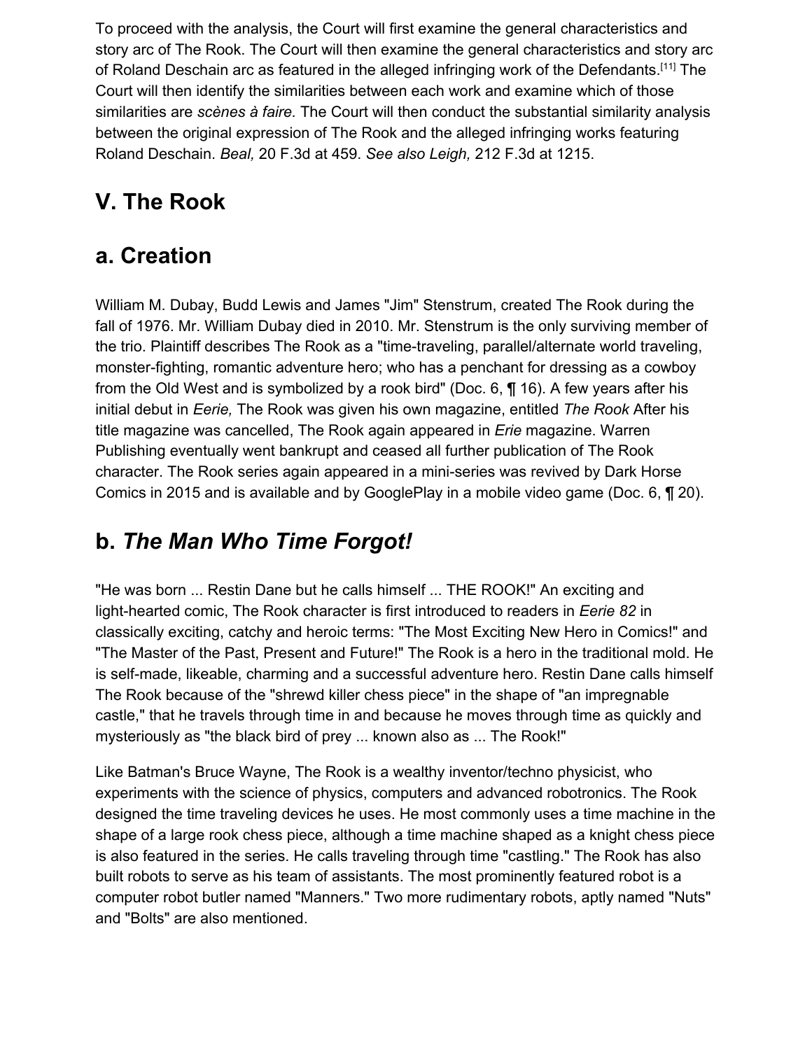To proceed with the analysis, the Court will first examine the general characteristics and story arc of The Rook. The Court will then examine the general characteristics and story arc of Roland Deschain arc as featured in the alleged infringing work of the Defendants.[11] The Court will then identify the similarities between each work and examine which of those similarities are *scènes à faire.* The Court will then conduct the substantial similarity analysis between the original expression of The Rook and the alleged infringing works featuring Roland Deschain. *Beal,* 20 F.3d at 459. *See also Leigh,* 212 F.3d at 1215.

## V. The Rook

## a. Creation

William M. Dubay, Budd Lewis and James "Jim" Stenstrum, created The Rook during the fall of 1976. Mr. William Dubay died in 2010. Mr. Stenstrum is the only surviving member of the trio. Plaintiff describes The Rook as a "time-traveling, parallel/alternate world traveling, monster-fighting, romantic adventure hero; who has a penchant for dressing as a cowboy from the Old West and is symbolized by a rook bird" (Doc. 6, ¶ 16). A few years after his initial debut in *Eerie,* The Rook was given his own magazine, entitled *The Rook* After his title magazine was cancelled, The Rook again appeared in *Erie* magazine. Warren Publishing eventually went bankrupt and ceased all further publication of The Rook character. The Rook series again appeared in a mini-series was revived by Dark Horse Comics in 2015 and is available and by GooglePlay in a mobile video game (Doc. 6, ¶ 20).

## b. *The Man Who Time Forgot!*

"He was born ... Restin Dane but he calls himself ... THE ROOK!" An exciting and light-hearted comic, The Rook character is first introduced to readers in *Eerie 82* in classically exciting, catchy and heroic terms: "The Most Exciting New Hero in Comics!" and "The Master of the Past, Present and Future!" The Rook is a hero in the traditional mold. He is self-made, likeable, charming and a successful adventure hero. Restin Dane calls himself The Rook because of the "shrewd killer chess piece" in the shape of "an impregnable castle," that he travels through time in and because he moves through time as quickly and mysteriously as "the black bird of prey ... known also as ... The Rook!"

Like Batman's Bruce Wayne, The Rook is a wealthy inventor/techno physicist, who experiments with the science of physics, computers and advanced robotronics. The Rook designed the time traveling devices he uses. He most commonly uses a time machine in the shape of a large rook chess piece, although a time machine shaped as a knight chess piece is also featured in the series. He calls traveling through time "castling." The Rook has also built robots to serve as his team of assistants. The most prominently featured robot is a computer robot butler named "Manners." Two more rudimentary robots, aptly named "Nuts" and "Bolts" are also mentioned.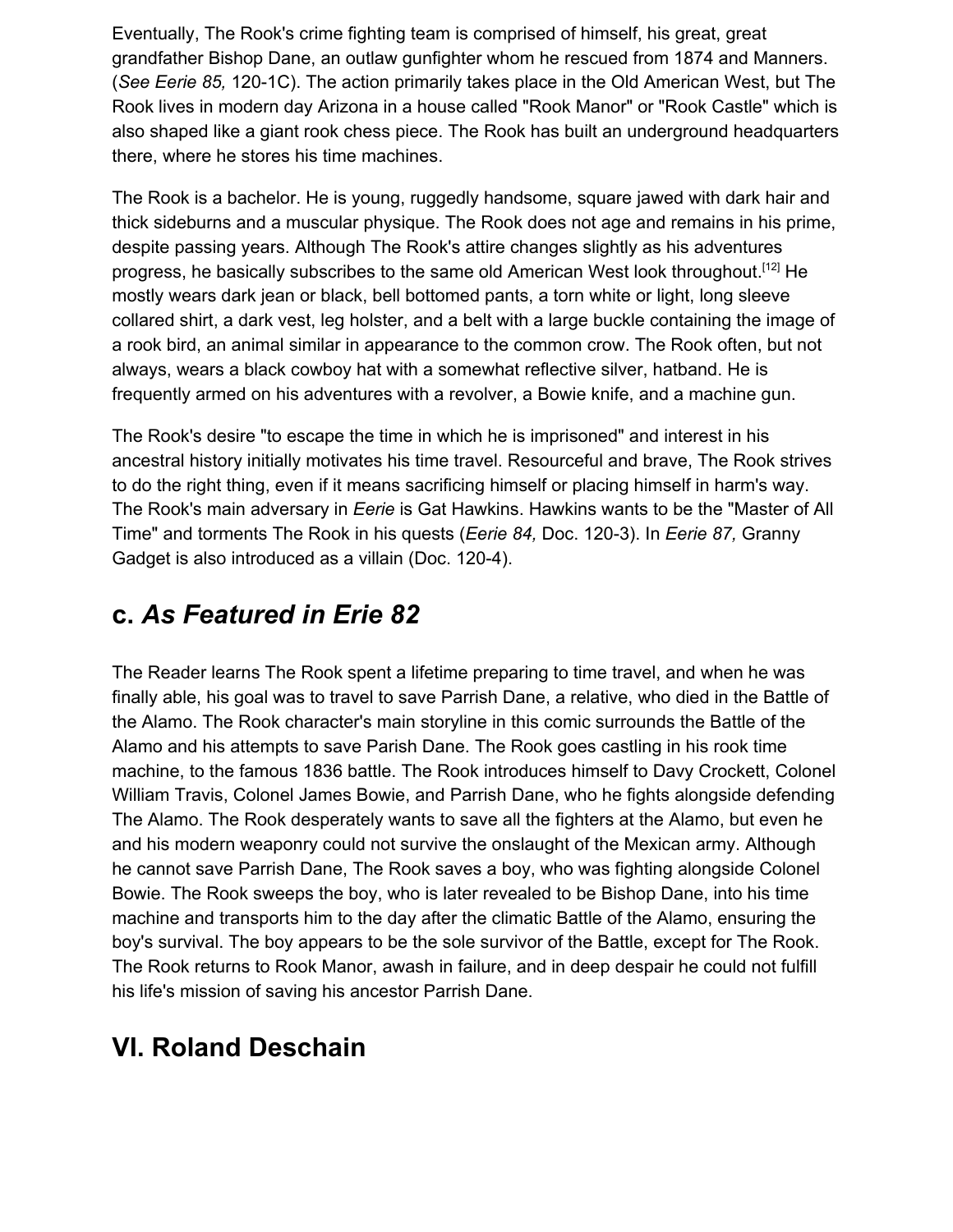Eventually, The Rook's crime fighting team is comprised of himself, his great, great grandfather Bishop Dane, an outlaw gunfighter whom he rescued from 1874 and Manners. (*See Eerie 85,* 120-1C). The action primarily takes place in the Old American West, but The Rook lives in modern day Arizona in a house called "Rook Manor" or "Rook Castle" which is also shaped like a giant rook chess piece. The Rook has built an underground headquarters there, where he stores his time machines.

The Rook is a bachelor. He is young, ruggedly handsome, square jawed with dark hair and thick sideburns and a muscular physique. The Rook does not age and remains in his prime, despite passing years. Although The Rook's attire changes slightly as his adventures progress, he basically subscribes to the same old American West look throughout.[12] He mostly wears dark jean or black, bell bottomed pants, a torn white or light, long sleeve collared shirt, a dark vest, leg holster, and a belt with a large buckle containing the image of a rook bird, an animal similar in appearance to the common crow. The Rook often, but not always, wears a black cowboy hat with a somewhat reflective silver, hatband. He is frequently armed on his adventures with a revolver, a Bowie knife, and a machine gun.

The Rook's desire "to escape the time in which he is imprisoned" and interest in his ancestral history initially motivates his time travel. Resourceful and brave, The Rook strives to do the right thing, even if it means sacrificing himself or placing himself in harm's way. The Rook's main adversary in *Eerie* is Gat Hawkins. Hawkins wants to be the "Master of All Time" and torments The Rook in his quests (*Eerie 84,* Doc. 120-3). In *Eerie 87,* Granny Gadget is also introduced as a villain (Doc. 120-4).

## c. *As Featured in Erie 82*

The Reader learns The Rook spent a lifetime preparing to time travel, and when he was finally able, his goal was to travel to save Parrish Dane, a relative, who died in the Battle of the Alamo. The Rook character's main storyline in this comic surrounds the Battle of the Alamo and his attempts to save Parish Dane. The Rook goes castling in his rook time machine, to the famous 1836 battle. The Rook introduces himself to Davy Crockett, Colonel William Travis, Colonel James Bowie, and Parrish Dane, who he fights alongside defending The Alamo. The Rook desperately wants to save all the fighters at the Alamo, but even he and his modern weaponry could not survive the onslaught of the Mexican army. Although he cannot save Parrish Dane, The Rook saves a boy, who was fighting alongside Colonel Bowie. The Rook sweeps the boy, who is later revealed to be Bishop Dane, into his time machine and transports him to the day after the climatic Battle of the Alamo, ensuring the boy's survival. The boy appears to be the sole survivor of the Battle, except for The Rook. The Rook returns to Rook Manor, awash in failure, and in deep despair he could not fulfill his life's mission of saving his ancestor Parrish Dane.

## VI. Roland Deschain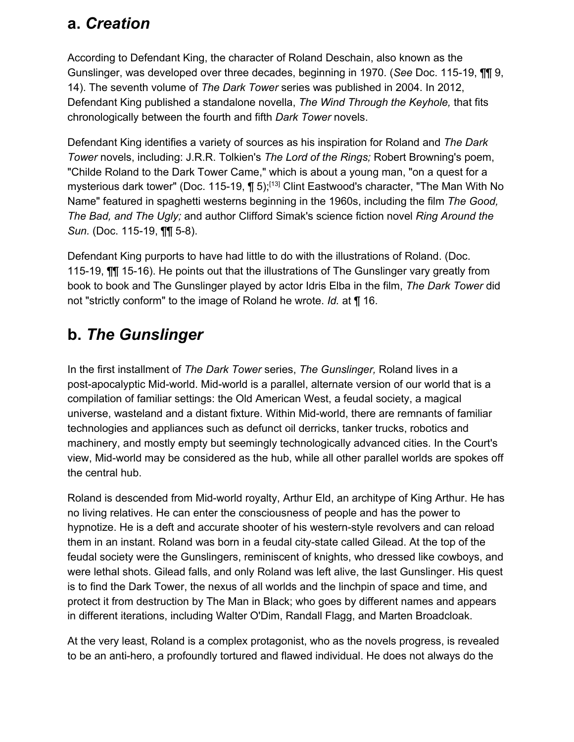## a. *Creation*

According to Defendant King, the character of Roland Deschain, also known as the Gunslinger, was developed over three decades, beginning in 1970. (*See* Doc. 115-19, ¶¶ 9, 14). The seventh volume of *The Dark Tower* series was published in 2004. In 2012, Defendant King published a standalone novella, *The Wind Through the Keyhole,* that fits chronologically between the fourth and fifth *Dark Tower* novels.

Defendant King identifies a variety of sources as his inspiration for Roland and *The Dark Tower* novels, including: J.R.R. Tolkien's *The Lord of the Rings;* Robert Browning's poem, "Childe Roland to the Dark Tower Came," which is about a young man, "on a quest for a mysterious dark tower" (Doc. 115-19, ¶ 5);[13] Clint Eastwood's character, "The Man With No Name" featured in spaghetti westerns beginning in the 1960s, including the film *The Good, The Bad, and The Ugly;* and author Clifford Simak's science fiction novel *Ring Around the Sun.* (Doc. 115-19, ¶¶ 5-8).

Defendant King purports to have had little to do with the illustrations of Roland. (Doc. 115-19, ¶¶ 15-16). He points out that the illustrations of The Gunslinger vary greatly from book to book and The Gunslinger played by actor Idris Elba in the film, *The Dark Tower* did not "strictly conform" to the image of Roland he wrote. *Id.* at ¶ 16.

## b. *The Gunslinger*

In the first installment of *The Dark Tower* series, *The Gunslinger,* Roland lives in a post-apocalyptic Mid-world. Mid-world is a parallel, alternate version of our world that is a compilation of familiar settings: the Old American West, a feudal society, a magical universe, wasteland and a distant fixture. Within Mid-world, there are remnants of familiar technologies and appliances such as defunct oil derricks, tanker trucks, robotics and machinery, and mostly empty but seemingly technologically advanced cities. In the Court's view, Mid-world may be considered as the hub, while all other parallel worlds are spokes off the central hub.

Roland is descended from Mid-world royalty, Arthur Eld, an architype of King Arthur. He has no living relatives. He can enter the consciousness of people and has the power to hypnotize. He is a deft and accurate shooter of his western-style revolvers and can reload them in an instant. Roland was born in a feudal city-state called Gilead. At the top of the feudal society were the Gunslingers, reminiscent of knights, who dressed like cowboys, and were lethal shots. Gilead falls, and only Roland was left alive, the last Gunslinger. His quest is to find the Dark Tower, the nexus of all worlds and the linchpin of space and time, and protect it from destruction by The Man in Black; who goes by different names and appears in different iterations, including Walter O'Dim, Randall Flagg, and Marten Broadcloak.

At the very least, Roland is a complex protagonist, who as the novels progress, is revealed to be an anti-hero, a profoundly tortured and flawed individual. He does not always do the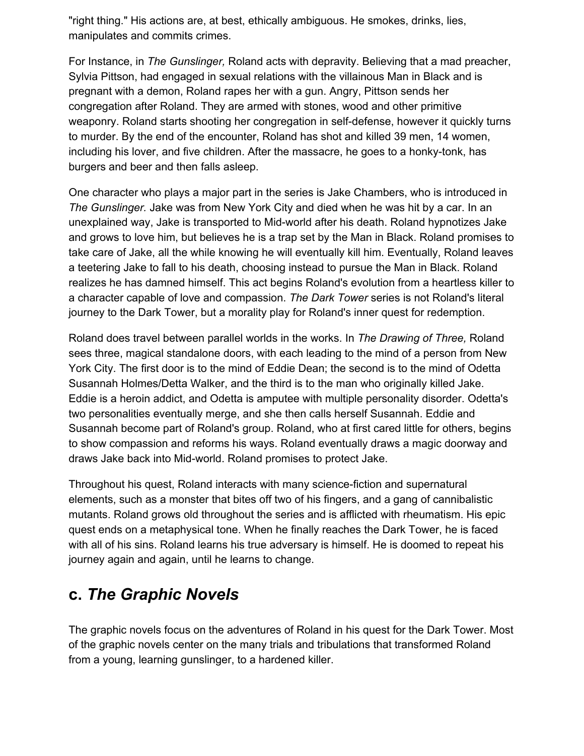"right thing." His actions are, at best, ethically ambiguous. He smokes, drinks, lies, manipulates and commits crimes.

For Instance, in *The Gunslinger,* Roland acts with depravity. Believing that a mad preacher, Sylvia Pittson, had engaged in sexual relations with the villainous Man in Black and is pregnant with a demon, Roland rapes her with a gun. Angry, Pittson sends her congregation after Roland. They are armed with stones, wood and other primitive weaponry. Roland starts shooting her congregation in self-defense, however it quickly turns to murder. By the end of the encounter, Roland has shot and killed 39 men, 14 women, including his lover, and five children. After the massacre, he goes to a honky-tonk, has burgers and beer and then falls asleep.

One character who plays a major part in the series is Jake Chambers, who is introduced in *The Gunslinger.* Jake was from New York City and died when he was hit by a car. In an unexplained way, Jake is transported to Mid-world after his death. Roland hypnotizes Jake and grows to love him, but believes he is a trap set by the Man in Black. Roland promises to take care of Jake, all the while knowing he will eventually kill him. Eventually, Roland leaves a teetering Jake to fall to his death, choosing instead to pursue the Man in Black. Roland realizes he has damned himself. This act begins Roland's evolution from a heartless killer to a character capable of love and compassion. *The Dark Tower* series is not Roland's literal journey to the Dark Tower, but a morality play for Roland's inner quest for redemption.

Roland does travel between parallel worlds in the works. In *The Drawing of Three,* Roland sees three, magical standalone doors, with each leading to the mind of a person from New York City. The first door is to the mind of Eddie Dean; the second is to the mind of Odetta Susannah Holmes/Detta Walker, and the third is to the man who originally killed Jake. Eddie is a heroin addict, and Odetta is amputee with multiple personality disorder. Odetta's two personalities eventually merge, and she then calls herself Susannah. Eddie and Susannah become part of Roland's group. Roland, who at first cared little for others, begins to show compassion and reforms his ways. Roland eventually draws a magic doorway and draws Jake back into Mid-world. Roland promises to protect Jake.

Throughout his quest, Roland interacts with many science-fiction and supernatural elements, such as a monster that bites off two of his fingers, and a gang of cannibalistic mutants. Roland grows old throughout the series and is afflicted with rheumatism. His epic quest ends on a metaphysical tone. When he finally reaches the Dark Tower, he is faced with all of his sins. Roland learns his true adversary is himself. He is doomed to repeat his journey again and again, until he learns to change.

## c. *The Graphic Novels*

The graphic novels focus on the adventures of Roland in his quest for the Dark Tower. Most of the graphic novels center on the many trials and tribulations that transformed Roland from a young, learning gunslinger, to a hardened killer.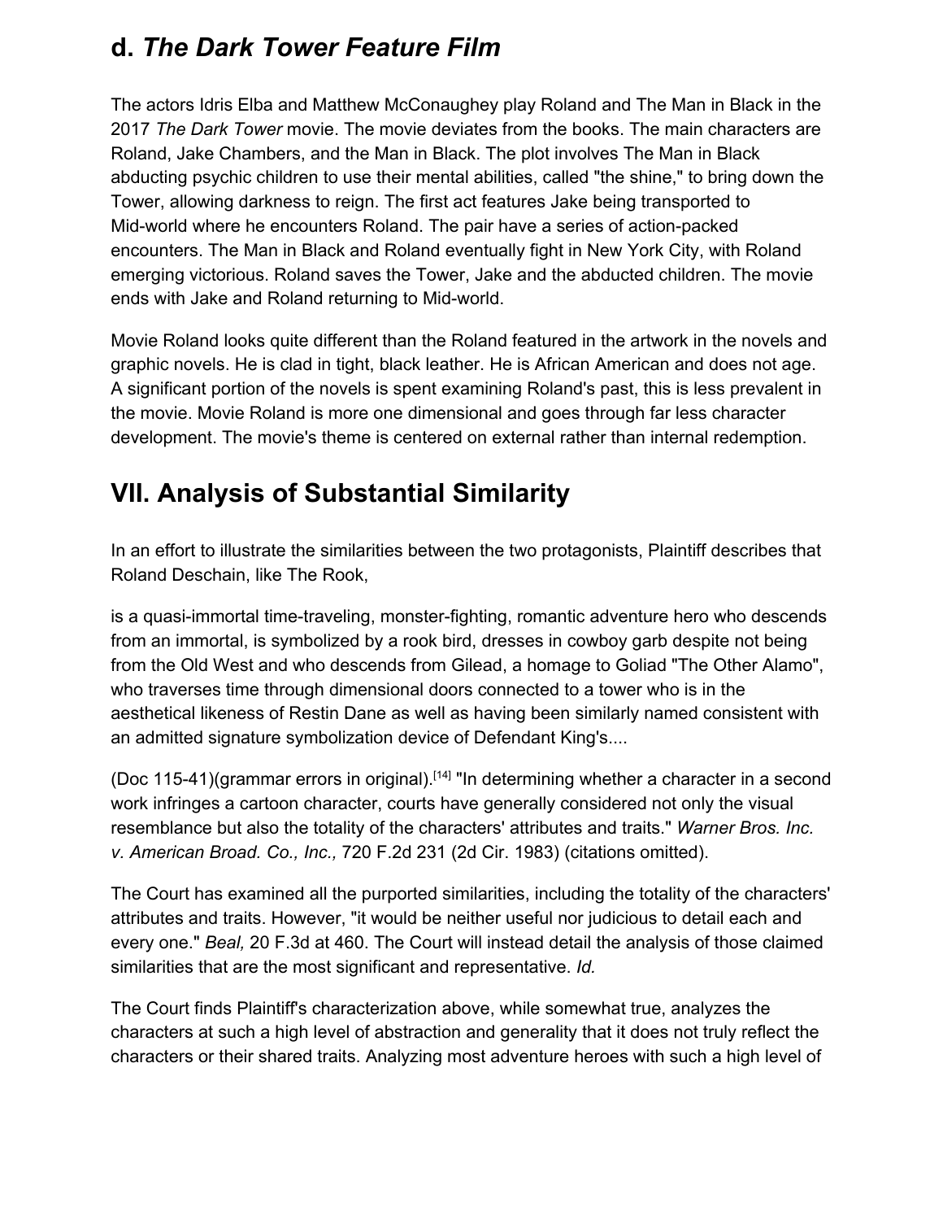### d. *The Dark Tower Feature Film*

The actors Idris Elba and Matthew McConaughey play Roland and The Man in Black in the 2017 *The Dark Tower* movie. The movie deviates from the books. The main characters are Roland, Jake Chambers, and the Man in Black. The plot involves The Man in Black abducting psychic children to use their mental abilities, called "the shine," to bring down the Tower, allowing darkness to reign. The first act features Jake being transported to Mid-world where he encounters Roland. The pair have a series of action-packed encounters. The Man in Black and Roland eventually fight in New York City, with Roland emerging victorious. Roland saves the Tower, Jake and the abducted children. The movie ends with Jake and Roland returning to Mid-world.

Movie Roland looks quite different than the Roland featured in the artwork in the novels and graphic novels. He is clad in tight, black leather. He is African American and does not age. A significant portion of the novels is spent examining Roland's past, this is less prevalent in the movie. Movie Roland is more one dimensional and goes through far less character development. The movie's theme is centered on external rather than internal redemption.

## VII. Analysis of Substantial Similarity

In an effort to illustrate the similarities between the two protagonists, Plaintiff describes that Roland Deschain, like The Rook,

is a quasi-immortal time-traveling, monster-fighting, romantic adventure hero who descends from an immortal, is symbolized by a rook bird, dresses in cowboy garb despite not being from the Old West and who descends from Gilead, a homage to Goliad "The Other Alamo", who traverses time through dimensional doors connected to a tower who is in the aesthetical likeness of Restin Dane as well as having been similarly named consistent with an admitted signature symbolization device of Defendant King's....

(Doc 115-41)(grammar errors in original).[14] "In determining whether a character in a second work infringes a cartoon character, courts have generally considered not only the visual resemblance but also the totality of the characters' attributes and traits." *Warner Bros. Inc. v. American Broad. Co., Inc.,* 720 F.2d 231 (2d Cir. 1983) (citations omitted).

The Court has examined all the purported similarities, including the totality of the characters' attributes and traits. However, "it would be neither useful nor judicious to detail each and every one." *Beal,* 20 F.3d at 460. The Court will instead detail the analysis of those claimed similarities that are the most significant and representative. *Id.*

The Court finds Plaintiff's characterization above, while somewhat true, analyzes the characters at such a high level of abstraction and generality that it does not truly reflect the characters or their shared traits. Analyzing most adventure heroes with such a high level of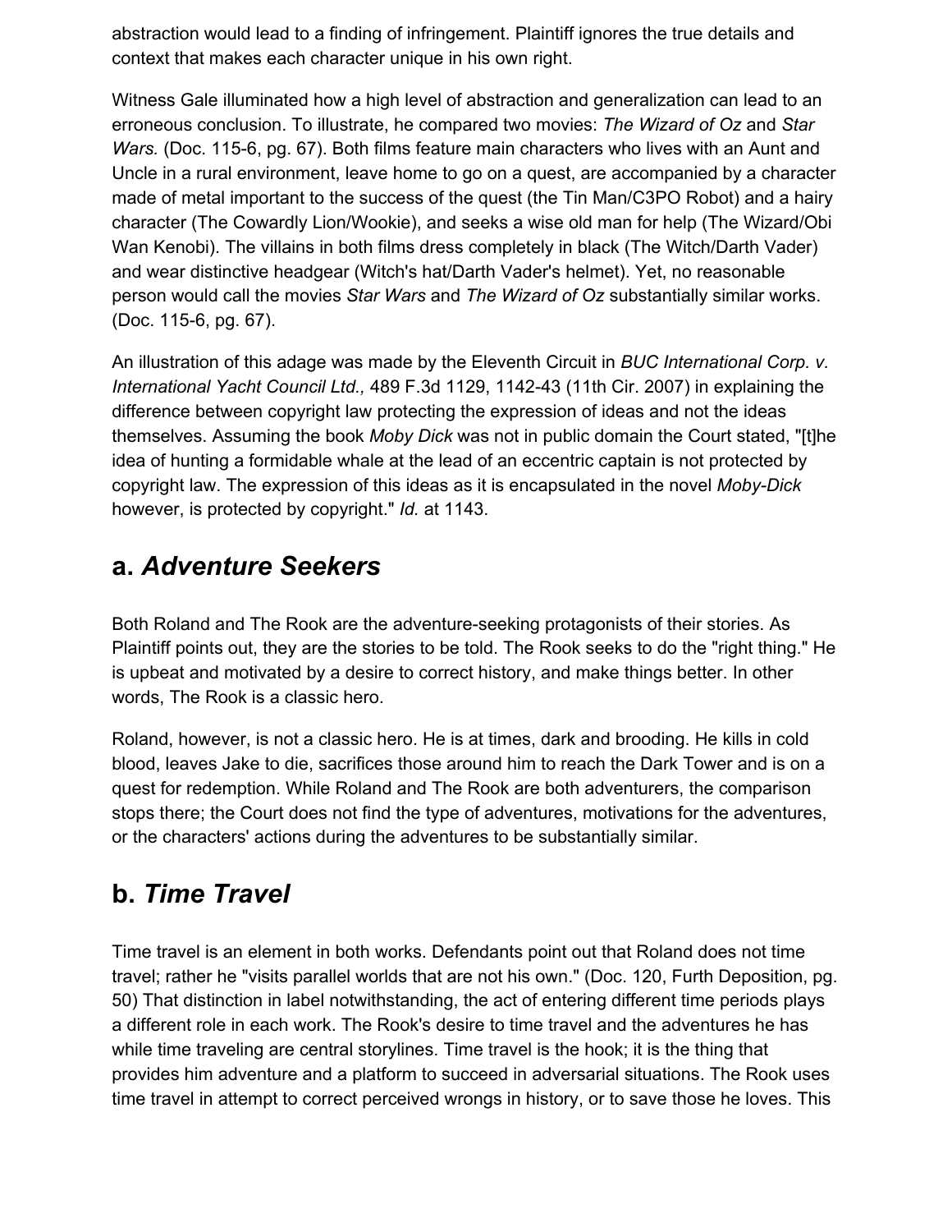abstraction would lead to a finding of infringement. Plaintiff ignores the true details and context that makes each character unique in his own right.

Witness Gale illuminated how a high level of abstraction and generalization can lead to an erroneous conclusion. To illustrate, he compared two movies: *The Wizard of Oz* and *Star Wars.* (Doc. 115-6, pg. 67). Both films feature main characters who lives with an Aunt and Uncle in a rural environment, leave home to go on a quest, are accompanied by a character made of metal important to the success of the quest (the Tin Man/C3PO Robot) and a hairy character (The Cowardly Lion/Wookie), and seeks a wise old man for help (The Wizard/Obi Wan Kenobi). The villains in both films dress completely in black (The Witch/Darth Vader) and wear distinctive headgear (Witch's hat/Darth Vader's helmet). Yet, no reasonable person would call the movies *Star Wars* and *The Wizard of Oz* substantially similar works. (Doc. 115-6, pg. 67).

An illustration of this adage was made by the Eleventh Circuit in *BUC International Corp. v. International Yacht Council Ltd.,* 489 F.3d 1129, 1142-43 (11th Cir. 2007) in explaining the difference between copyright law protecting the expression of ideas and not the ideas themselves. Assuming the book *Moby Dick* was not in public domain the Court stated, "[t]he idea of hunting a formidable whale at the lead of an eccentric captain is not protected by copyright law. The expression of this ideas as it is encapsulated in the novel *Moby-Dick* however, is protected by copyright." *Id.* at 1143.

## a. *Adventure Seekers*

Both Roland and The Rook are the adventure-seeking protagonists of their stories. As Plaintiff points out, they are the stories to be told. The Rook seeks to do the "right thing." He is upbeat and motivated by a desire to correct history, and make things better. In other words, The Rook is a classic hero.

Roland, however, is not a classic hero. He is at times, dark and brooding. He kills in cold blood, leaves Jake to die, sacrifices those around him to reach the Dark Tower and is on a quest for redemption. While Roland and The Rook are both adventurers, the comparison stops there; the Court does not find the type of adventures, motivations for the adventures, or the characters' actions during the adventures to be substantially similar.

## b. *Time Travel*

Time travel is an element in both works. Defendants point out that Roland does not time travel; rather he "visits parallel worlds that are not his own." (Doc. 120, Furth Deposition, pg. 50) That distinction in label notwithstanding, the act of entering different time periods plays a different role in each work. The Rook's desire to time travel and the adventures he has while time traveling are central storylines. Time travel is the hook; it is the thing that provides him adventure and a platform to succeed in adversarial situations. The Rook uses time travel in attempt to correct perceived wrongs in history, or to save those he loves. This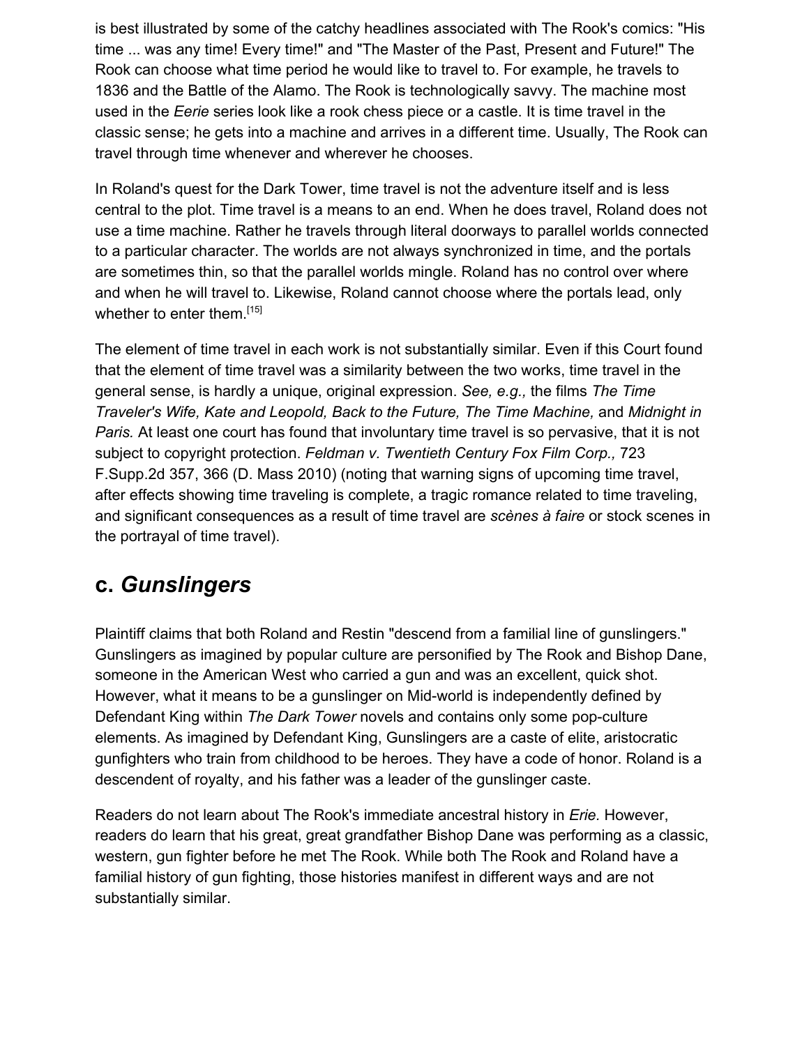is best illustrated by some of the catchy headlines associated with The Rook's comics: "His time ... was any time! Every time!" and "The Master of the Past, Present and Future!" The Rook can choose what time period he would like to travel to. For example, he travels to 1836 and the Battle of the Alamo. The Rook is technologically savvy. The machine most used in the *Eerie* series look like a rook chess piece or a castle. It is time travel in the classic sense; he gets into a machine and arrives in a different time. Usually, The Rook can travel through time whenever and wherever he chooses.

In Roland's quest for the Dark Tower, time travel is not the adventure itself and is less central to the plot. Time travel is a means to an end. When he does travel, Roland does not use a time machine. Rather he travels through literal doorways to parallel worlds connected to a particular character. The worlds are not always synchronized in time, and the portals are sometimes thin, so that the parallel worlds mingle. Roland has no control over where and when he will travel to. Likewise, Roland cannot choose where the portals lead, only whether to enter them.[15]

The element of time travel in each work is not substantially similar. Even if this Court found that the element of time travel was a similarity between the two works, time travel in the general sense, is hardly a unique, original expression. *See, e.g.,* the films *The Time Traveler's Wife, Kate and Leopold, Back to the Future, The Time Machine,* and *Midnight in Paris.* At least one court has found that involuntary time travel is so pervasive, that it is not subject to copyright protection. *Feldman v. Twentieth Century Fox Film Corp.,* 723 F.Supp.2d 357, 366 (D. Mass 2010) (noting that warning signs of upcoming time travel, after effects showing time traveling is complete, a tragic romance related to time traveling, and significant consequences as a result of time travel are *scènes à faire* or stock scenes in the portrayal of time travel).

## c. *Gunslingers*

Plaintiff claims that both Roland and Restin "descend from a familial line of gunslingers." Gunslingers as imagined by popular culture are personified by The Rook and Bishop Dane, someone in the American West who carried a gun and was an excellent, quick shot. However, what it means to be a gunslinger on Mid-world is independently defined by Defendant King within *The Dark Tower* novels and contains only some pop-culture elements. As imagined by Defendant King, Gunslingers are a caste of elite, aristocratic gunfighters who train from childhood to be heroes. They have a code of honor. Roland is a descendent of royalty, and his father was a leader of the gunslinger caste.

Readers do not learn about The Rook's immediate ancestral history in *Erie.* However, readers do learn that his great, great grandfather Bishop Dane was performing as a classic, western, gun fighter before he met The Rook. While both The Rook and Roland have a familial history of gun fighting, those histories manifest in different ways and are not substantially similar.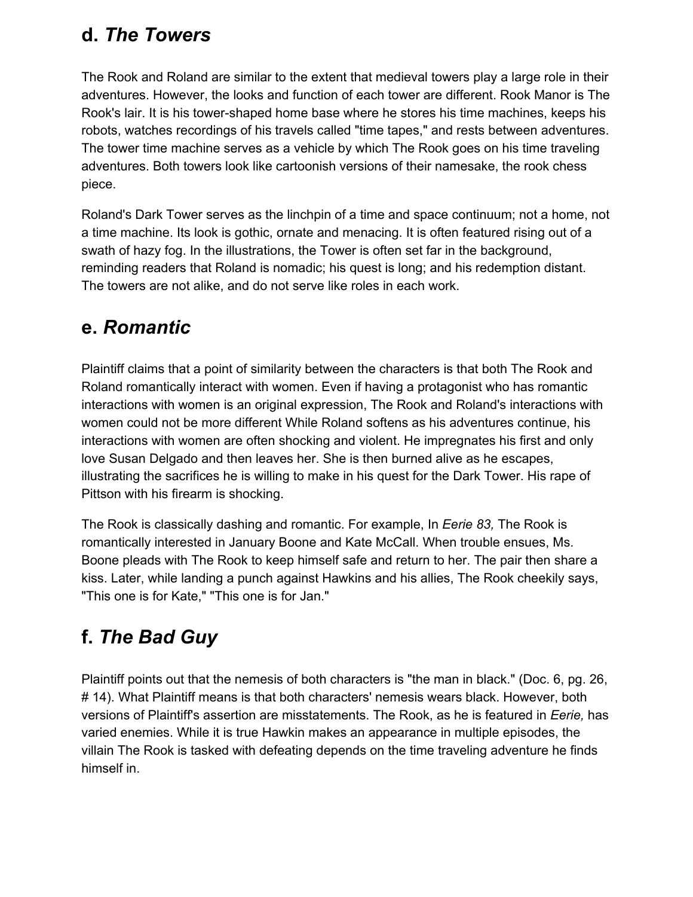## d. *The Towers*

The Rook and Roland are similar to the extent that medieval towers play a large role in their adventures. However, the looks and function of each tower are different. Rook Manor is The Rook's lair. It is his tower-shaped home base where he stores his time machines, keeps his robots, watches recordings of his travels called "time tapes," and rests between adventures. The tower time machine serves as a vehicle by which The Rook goes on his time traveling adventures. Both towers look like cartoonish versions of their namesake, the rook chess piece.

Roland's Dark Tower serves as the linchpin of a time and space continuum; not a home, not a time machine. Its look is gothic, ornate and menacing. It is often featured rising out of a swath of hazy fog. In the illustrations, the Tower is often set far in the background, reminding readers that Roland is nomadic; his quest is long; and his redemption distant. The towers are not alike, and do not serve like roles in each work.

## e. *Romantic*

Plaintiff claims that a point of similarity between the characters is that both The Rook and Roland romantically interact with women. Even if having a protagonist who has romantic interactions with women is an original expression, The Rook and Roland's interactions with women could not be more different While Roland softens as his adventures continue, his interactions with women are often shocking and violent. He impregnates his first and only love Susan Delgado and then leaves her. She is then burned alive as he escapes, illustrating the sacrifices he is willing to make in his quest for the Dark Tower. His rape of Pittson with his firearm is shocking.

The Rook is classically dashing and romantic. For example, In *Eerie 83,* The Rook is romantically interested in January Boone and Kate McCall. When trouble ensues, Ms. Boone pleads with The Rook to keep himself safe and return to her. The pair then share a kiss. Later, while landing a punch against Hawkins and his allies, The Rook cheekily says, "This one is for Kate," "This one is for Jan."

## f. *The Bad Guy*

Plaintiff points out that the nemesis of both characters is "the man in black." (Doc. 6, pg. 26, # 14). What Plaintiff means is that both characters' nemesis wears black. However, both versions of Plaintiff's assertion are misstatements. The Rook, as he is featured in *Eerie,* has varied enemies. While it is true Hawkin makes an appearance in multiple episodes, the villain The Rook is tasked with defeating depends on the time traveling adventure he finds himself in.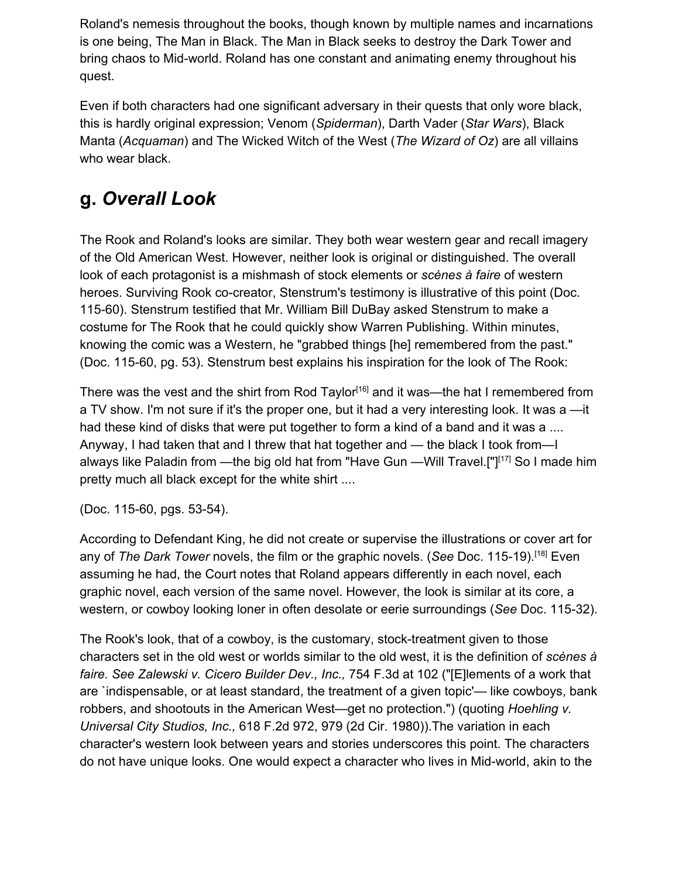Roland's nemesis throughout the books, though known by multiple names and incarnations is one being, The Man in Black. The Man in Black seeks to destroy the Dark Tower and bring chaos to Mid-world. Roland has one constant and animating enemy throughout his quest.

Even if both characters had one significant adversary in their quests that only wore black, this is hardly original expression; Venom (*Spiderman*), Darth Vader (*Star Wars*), Black Manta (*Acquaman*) and The Wicked Witch of the West (*The Wizard of Oz*) are all villains who wear black.

## g. *Overall Look*

The Rook and Roland's looks are similar. They both wear western gear and recall imagery of the Old American West. However, neither look is original or distinguished. The overall look of each protagonist is a mishmash of stock elements or *scènes à faire* of western heroes. Surviving Rook co-creator, Stenstrum's testimony is illustrative of this point (Doc. 115-60). Stenstrum testified that Mr. William Bill DuBay asked Stenstrum to make a costume for The Rook that he could quickly show Warren Publishing. Within minutes, knowing the comic was a Western, he "grabbed things [he] remembered from the past." (Doc. 115-60, pg. 53). Stenstrum best explains his inspiration for the look of The Rook:

There was the vest and the shirt from Rod Taylor[16] and it was—the hat I remembered from a TV show. I'm not sure if it's the proper one, but it had a very interesting look. It was a —it had these kind of disks that were put together to form a kind of a band and it was a .... Anyway, I had taken that and I threw that hat together and — the black I took from—I always like Paladin from —the big old hat from "Have Gun —Will Travel.["][17] So I made him pretty much all black except for the white shirt ....

(Doc. 115-60, pgs. 53-54).

According to Defendant King, he did not create or supervise the illustrations or cover art for any of *The Dark Tower* novels, the film or the graphic novels. (*See* Doc. 115-19).[18] Even assuming he had, the Court notes that Roland appears differently in each novel, each graphic novel, each version of the same novel. However, the look is similar at its core, a western, or cowboy looking loner in often desolate or eerie surroundings (*See* Doc. 115-32).

The Rook's look, that of a cowboy, is the customary, stock-treatment given to those characters set in the old west or worlds similar to the old west, it is the definition of *scènes à faire. See Zalewski v. Cicero Builder Dev., Inc.,* 754 F.3d at 102 ("[E]lements of a work that are `indispensable, or at least standard, the treatment of a given topic'— like cowboys, bank robbers, and shootouts in the American West—get no protection.") (quoting *Hoehling v. Universal City Studios, Inc.,* 618 F.2d 972, 979 (2d Cir. 1980)).The variation in each character's western look between years and stories underscores this point. The characters do not have unique looks. One would expect a character who lives in Mid-world, akin to the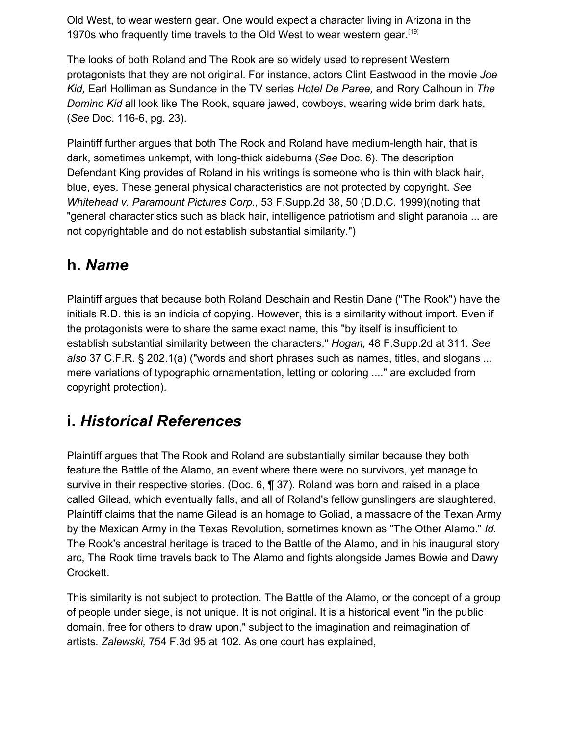Old West, to wear western gear. One would expect a character living in Arizona in the 1970s who frequently time travels to the Old West to wear western gear.[19]

The looks of both Roland and The Rook are so widely used to represent Western protagonists that they are not original. For instance, actors Clint Eastwood in the movie *Joe Kid,* Earl Holliman as Sundance in the TV series *Hotel De Paree,* and Rory Calhoun in *The Domino Kid* all look like The Rook, square jawed, cowboys, wearing wide brim dark hats, (*See* Doc. 116-6, pg. 23).

Plaintiff further argues that both The Rook and Roland have medium-length hair, that is dark, sometimes unkempt, with long-thick sideburns (*See* Doc. 6). The description Defendant King provides of Roland in his writings is someone who is thin with black hair, blue, eyes. These general physical characteristics are not protected by copyright. *See Whitehead v. Paramount Pictures Corp.,* 53 F.Supp.2d 38, 50 (D.D.C. 1999)(noting that "general characteristics such as black hair, intelligence patriotism and slight paranoia ... are not copyrightable and do not establish substantial similarity.")

## h. *Name*

Plaintiff argues that because both Roland Deschain and Restin Dane ("The Rook") have the initials R.D. this is an indicia of copying. However, this is a similarity without import. Even if the protagonists were to share the same exact name, this "by itself is insufficient to establish substantial similarity between the characters." *Hogan,* 48 F.Supp.2d at 311. *See also* 37 C.F.R. § 202.1(a) ("words and short phrases such as names, titles, and slogans ... mere variations of typographic ornamentation, letting or coloring ...." are excluded from copyright protection).

## i. *Historical References*

Plaintiff argues that The Rook and Roland are substantially similar because they both feature the Battle of the Alamo, an event where there were no survivors, yet manage to survive in their respective stories. (Doc. 6, ¶ 37). Roland was born and raised in a place called Gilead, which eventually falls, and all of Roland's fellow gunslingers are slaughtered. Plaintiff claims that the name Gilead is an homage to Goliad, a massacre of the Texan Army by the Mexican Army in the Texas Revolution, sometimes known as "The Other Alamo." *Id.* The Rook's ancestral heritage is traced to the Battle of the Alamo, and in his inaugural story arc, The Rook time travels back to The Alamo and fights alongside James Bowie and Dawy Crockett.

This similarity is not subject to protection. The Battle of the Alamo, or the concept of a group of people under siege, is not unique. It is not original. It is a historical event "in the public domain, free for others to draw upon," subject to the imagination and reimagination of artists. *Zalewski,* 754 F.3d 95 at 102. As one court has explained,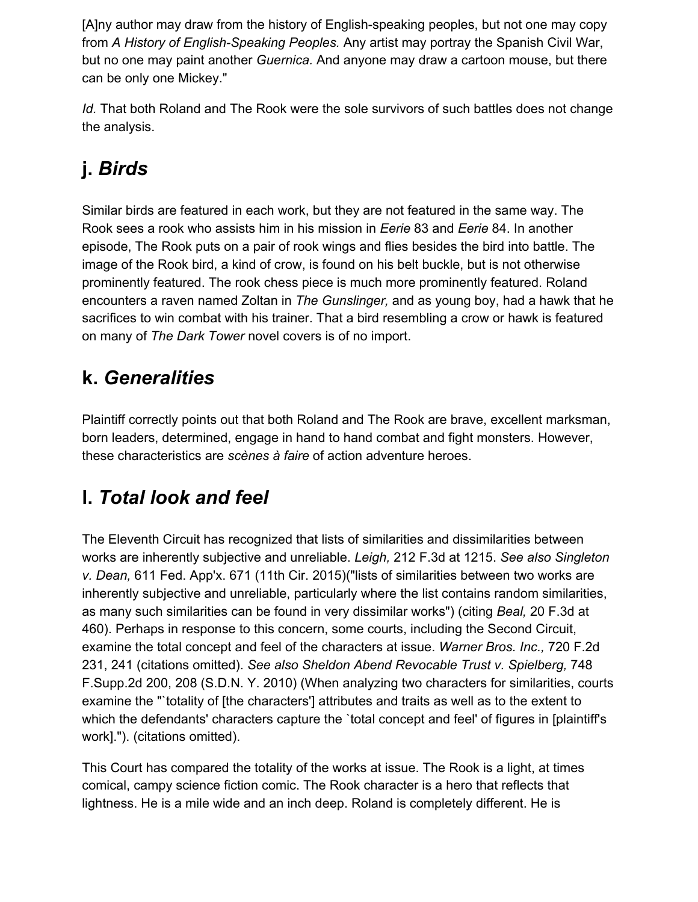[A]ny author may draw from the history of English-speaking peoples, but not one may copy from *A History of English-Speaking Peoples.* Any artist may portray the Spanish Civil War, but no one may paint another *Guernica.* And anyone may draw a cartoon mouse, but there can be only one Mickey."

*Id.* That both Roland and The Rook were the sole survivors of such battles does not change the analysis.

## j. *Birds*

Similar birds are featured in each work, but they are not featured in the same way. The Rook sees a rook who assists him in his mission in *Eerie* 83 and *Eerie* 84. In another episode, The Rook puts on a pair of rook wings and flies besides the bird into battle. The image of the Rook bird, a kind of crow, is found on his belt buckle, but is not otherwise prominently featured. The rook chess piece is much more prominently featured. Roland encounters a raven named Zoltan in *The Gunslinger,* and as young boy, had a hawk that he sacrifices to win combat with his trainer. That a bird resembling a crow or hawk is featured on many of *The Dark Tower* novel covers is of no import.

## k. *Generalities*

Plaintiff correctly points out that both Roland and The Rook are brave, excellent marksman, born leaders, determined, engage in hand to hand combat and fight monsters. However, these characteristics are *scènes à faire* of action adventure heroes.

## l. *Total look and feel*

The Eleventh Circuit has recognized that lists of similarities and dissimilarities between works are inherently subjective and unreliable. *Leigh,* 212 F.3d at 1215. *See also Singleton v. Dean,* 611 Fed. App'x. 671 (11th Cir. 2015)("lists of similarities between two works are inherently subjective and unreliable, particularly where the list contains random similarities, as many such similarities can be found in very dissimilar works") (citing *Beal,* 20 F.3d at 460). Perhaps in response to this concern, some courts, including the Second Circuit, examine the total concept and feel of the characters at issue. *Warner Bros. Inc.,* 720 F.2d 231, 241 (citations omitted). *See also Sheldon Abend Revocable Trust v. Spielberg,* 748 F.Supp.2d 200, 208 (S.D.N. Y. 2010) (When analyzing two characters for similarities, courts examine the "`totality of [the characters'] attributes and traits as well as to the extent to which the defendants' characters capture the `total concept and feel' of figures in [plaintiff's work]."). (citations omitted).

This Court has compared the totality of the works at issue. The Rook is a light, at times comical, campy science fiction comic. The Rook character is a hero that reflects that lightness. He is a mile wide and an inch deep. Roland is completely different. He is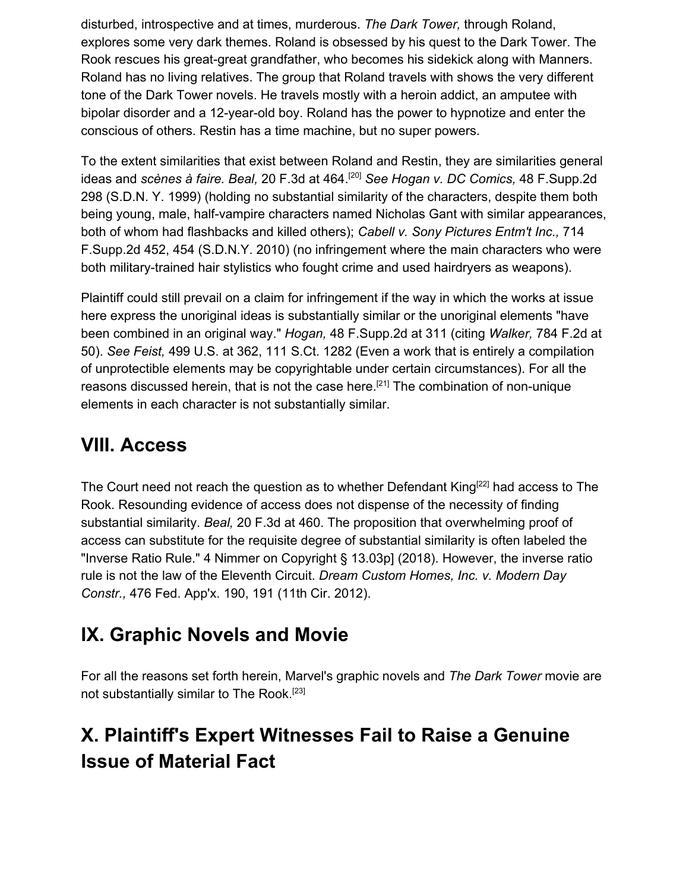disturbed, introspective and at times, murderous. *The Dark Tower,* through Roland, explores some very dark themes. Roland is obsessed by his quest to the Dark Tower. The Rook rescues his great-great grandfather, who becomes his sidekick along with Manners. Roland has no living relatives. The group that Roland travels with shows the very different tone of the Dark Tower novels. He travels mostly with a heroin addict, an amputee with bipolar disorder and a 12-year-old boy. Roland has the power to hypnotize and enter the conscious of others. Restin has a time machine, but no super powers.

To the extent similarities that exist between Roland and Restin, they are similarities general ideas and *scènes à faire. Beal,* 20 F.3d at 464.[20] *See Hogan v. DC Comics,* 48 F.Supp.2d 298 (S.D.N. Y. 1999) (holding no substantial similarity of the characters, despite them both being young, male, half-vampire characters named Nicholas Gant with similar appearances, both of whom had flashbacks and killed others); *Cabell v. Sony Pictures Entm't Inc.,* 714 F.Supp.2d 452, 454 (S.D.N.Y. 2010) (no infringement where the main characters who were both military-trained hair stylistics who fought crime and used hairdryers as weapons).

Plaintiff could still prevail on a claim for infringement if the way in which the works at issue here express the unoriginal ideas is substantially similar or the unoriginal elements "have been combined in an original way." *Hogan,* 48 F.Supp.2d at 311 (citing *Walker,* 784 F.2d at 50). *See Feist,* 499 U.S. at 362, 111 S.Ct. 1282 (Even a work that is entirely a compilation of unprotectible elements may be copyrightable under certain circumstances). For all the reasons discussed herein, that is not the case here.[21] The combination of non-unique elements in each character is not substantially similar.

## VIII. Access

The Court need not reach the question as to whether Defendant King[22] had access to The Rook. Resounding evidence of access does not dispense of the necessity of finding substantial similarity. *Beal,* 20 F.3d at 460. The proposition that overwhelming proof of access can substitute for the requisite degree of substantial similarity is often labeled the "Inverse Ratio Rule." 4 Nimmer on Copyright § 13.03p] (2018). However, the inverse ratio rule is not the law of the Eleventh Circuit. *Dream Custom Homes, Inc. v. Modern Day Constr.,* 476 Fed. App'x. 190, 191 (11th Cir. 2012).

## IX. Graphic Novels and Movie

For all the reasons set forth herein, Marvel's graphic novels and *The Dark Tower* movie are not substantially similar to The Rook.[23]

## X. Plaintiff's Expert Witnesses Fail to Raise a Genuine Issue of Material Fact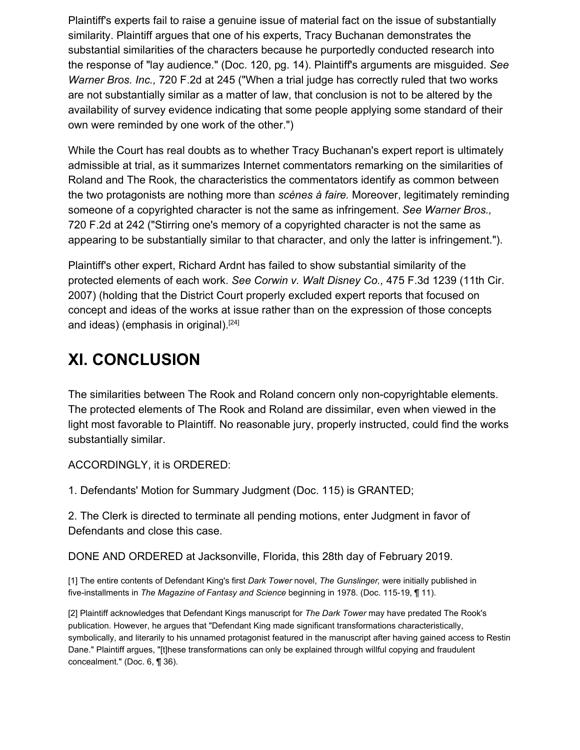Plaintiff's experts fail to raise a genuine issue of material fact on the issue of substantially similarity. Plaintiff argues that one of his experts, Tracy Buchanan demonstrates the substantial similarities of the characters because he purportedly conducted research into the response of "lay audience." (Doc. 120, pg. 14). Plaintiff's arguments are misguided. *See Warner Bros. Inc.,* 720 F.2d at 245 ("When a trial judge has correctly ruled that two works are not substantially similar as a matter of law, that conclusion is not to be altered by the availability of survey evidence indicating that some people applying some standard of their own were reminded by one work of the other.")

While the Court has real doubts as to whether Tracy Buchanan's expert report is ultimately admissible at trial, as it summarizes Internet commentators remarking on the similarities of Roland and The Rook, the characteristics the commentators identify as common between the two protagonists are nothing more than *scènes à faire.* Moreover, legitimately reminding someone of a copyrighted character is not the same as infringement. *See Warner Bros.,* 720 F.2d at 242 ("Stirring one's memory of a copyrighted character is not the same as appearing to be substantially similar to that character, and only the latter is infringement.").

Plaintiff's other expert, Richard Ardnt has failed to show substantial similarity of the protected elements of each work. *See Corwin v. Walt Disney Co.,* 475 F.3d 1239 (11th Cir. 2007) (holding that the District Court properly excluded expert reports that focused on concept and ideas of the works at issue rather than on the expression of those concepts and ideas) (emphasis in original).[24]

## XI. CONCLUSION

The similarities between The Rook and Roland concern only non-copyrightable elements. The protected elements of The Rook and Roland are dissimilar, even when viewed in the light most favorable to Plaintiff. No reasonable jury, properly instructed, could find the works substantially similar.

ACCORDINGLY, it is ORDERED:

1. Defendants' Motion for Summary Judgment (Doc. 115) is GRANTED;

2. The Clerk is directed to terminate all pending motions, enter Judgment in favor of Defendants and close this case.

DONE AND ORDERED at Jacksonville, Florida, this 28th day of February 2019.

[1] The entire contents of Defendant King's first *Dark Tower* novel, *The Gunslinger,* were initially published in five-installments in *The Magazine of Fantasy and Science* beginning in 1978. (Doc. 115-19, ¶ 11).

[2] Plaintiff acknowledges that Defendant Kings manuscript for *The Dark Tower* may have predated The Rook's publication. However, he argues that "Defendant King made significant transformations characteristically, symbolically, and literarily to his unnamed protagonist featured in the manuscript after having gained access to Restin Dane." Plaintiff argues, "[t]hese transformations can only be explained through willful copying and fraudulent concealment." (Doc. 6, ¶ 36).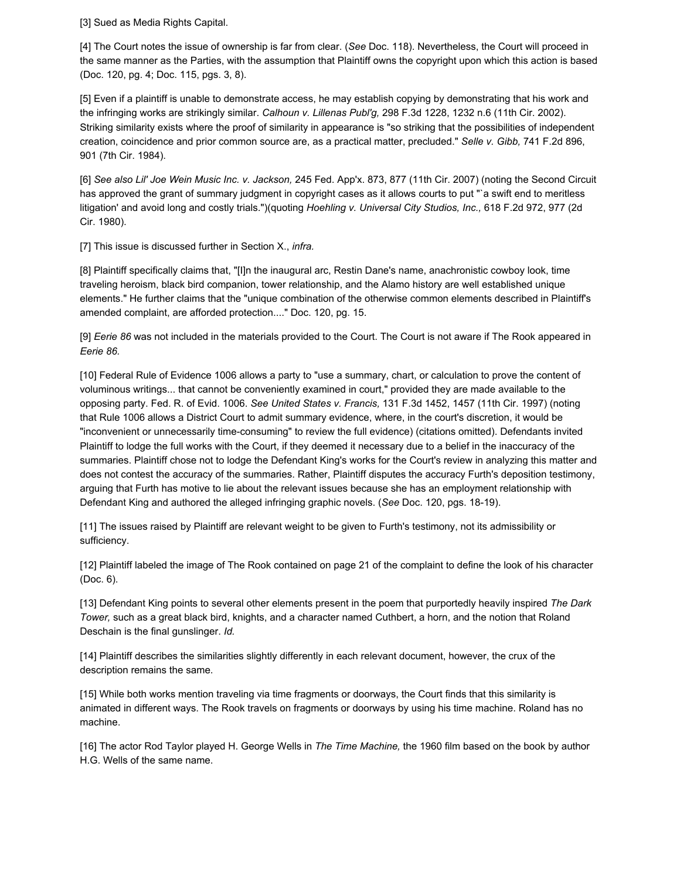[3] Sued as Media Rights Capital.

[4] The Court notes the issue of ownership is far from clear. (*See* Doc. 118). Nevertheless, the Court will proceed in the same manner as the Parties, with the assumption that Plaintiff owns the copyright upon which this action is based (Doc. 120, pg. 4; Doc. 115, pgs. 3, 8).

[5] Even if a plaintiff is unable to demonstrate access, he may establish copying by demonstrating that his work and the infringing works are strikingly similar. *Calhoun v. Lillenas Publ'g,* 298 F.3d 1228, 1232 n.6 (11th Cir. 2002). Striking similarity exists where the proof of similarity in appearance is "so striking that the possibilities of independent creation, coincidence and prior common source are, as a practical matter, precluded." *Selle v. Gibb,* 741 F.2d 896, 901 (7th Cir. 1984).

[6] *See also Lil' Joe Wein Music Inc. v. Jackson,* 245 Fed. App'x. 873, 877 (11th Cir. 2007) (noting the Second Circuit has approved the grant of summary judgment in copyright cases as it allows courts to put "`a swift end to meritless litigation' and avoid long and costly trials.")(quoting *Hoehling v. Universal City Studios, Inc.,* 618 F.2d 972, 977 (2d Cir. 1980).

[7] This issue is discussed further in Section X., *infra.*

[8] Plaintiff specifically claims that, "[I]n the inaugural arc, Restin Dane's name, anachronistic cowboy look, time traveling heroism, black bird companion, tower relationship, and the Alamo history are well established unique elements." He further claims that the "unique combination of the otherwise common elements described in Plaintiff's amended complaint, are afforded protection...." Doc. 120, pg. 15.

[9] *Eerie 86* was not included in the materials provided to the Court. The Court is not aware if The Rook appeared in *Eerie 86.*

[10] Federal Rule of Evidence 1006 allows a party to "use a summary, chart, or calculation to prove the content of voluminous writings... that cannot be conveniently examined in court," provided they are made available to the opposing party. Fed. R. of Evid. 1006. *See United States v. Francis,* 131 F.3d 1452, 1457 (11th Cir. 1997) (noting that Rule 1006 allows a District Court to admit summary evidence, where, in the court's discretion, it would be "inconvenient or unnecessarily time-consuming" to review the full evidence) (citations omitted). Defendants invited Plaintiff to lodge the full works with the Court, if they deemed it necessary due to a belief in the inaccuracy of the summaries. Plaintiff chose not to lodge the Defendant King's works for the Court's review in analyzing this matter and does not contest the accuracy of the summaries. Rather, Plaintiff disputes the accuracy Furth's deposition testimony, arguing that Furth has motive to lie about the relevant issues because she has an employment relationship with Defendant King and authored the alleged infringing graphic novels. (*See* Doc. 120, pgs. 18-19).

[11] The issues raised by Plaintiff are relevant weight to be given to Furth's testimony, not its admissibility or sufficiency.

[12] Plaintiff labeled the image of The Rook contained on page 21 of the complaint to define the look of his character (Doc. 6).

[13] Defendant King points to several other elements present in the poem that purportedly heavily inspired *The Dark Tower,* such as a great black bird, knights, and a character named Cuthbert, a horn, and the notion that Roland Deschain is the final gunslinger. *Id.*

[14] Plaintiff describes the similarities slightly differently in each relevant document, however, the crux of the description remains the same.

[15] While both works mention traveling via time fragments or doorways, the Court finds that this similarity is animated in different ways. The Rook travels on fragments or doorways by using his time machine. Roland has no machine.

[16] The actor Rod Taylor played H. George Wells in *The Time Machine,* the 1960 film based on the book by author H.G. Wells of the same name.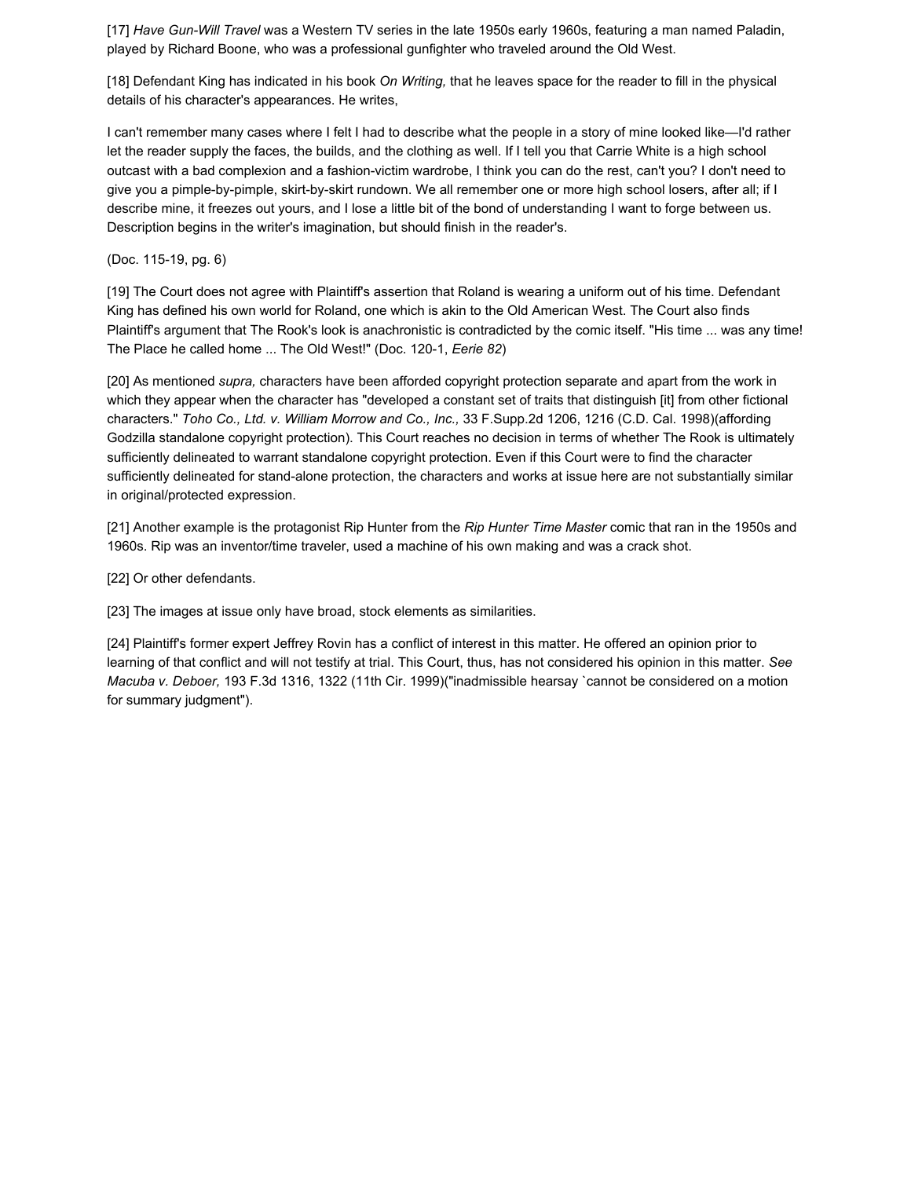[17] *Have Gun-Will Travel* was a Western TV series in the late 1950s early 1960s, featuring a man named Paladin, played by Richard Boone, who was a professional gunfighter who traveled around the Old West.

[18] Defendant King has indicated in his book *On Writing,* that he leaves space for the reader to fill in the physical details of his character's appearances. He writes,

I can't remember many cases where I felt I had to describe what the people in a story of mine looked like—I'd rather let the reader supply the faces, the builds, and the clothing as well. If I tell you that Carrie White is a high school outcast with a bad complexion and a fashion-victim wardrobe, I think you can do the rest, can't you? I don't need to give you a pimple-by-pimple, skirt-by-skirt rundown. We all remember one or more high school losers, after all; if I describe mine, it freezes out yours, and I lose a little bit of the bond of understanding I want to forge between us. Description begins in the writer's imagination, but should finish in the reader's.

(Doc. 115-19, pg. 6)

[19] The Court does not agree with Plaintiff's assertion that Roland is wearing a uniform out of his time. Defendant King has defined his own world for Roland, one which is akin to the Old American West. The Court also finds Plaintiff's argument that The Rook's look is anachronistic is contradicted by the comic itself. "His time ... was any time! The Place he called home ... The Old West!" (Doc. 120-1, *Eerie 82*)

[20] As mentioned *supra,* characters have been afforded copyright protection separate and apart from the work in which they appear when the character has "developed a constant set of traits that distinguish [it] from other fictional characters." *Toho Co., Ltd. v. William Morrow and Co., Inc.,* 33 F.Supp.2d 1206, 1216 (C.D. Cal. 1998)(affording Godzilla standalone copyright protection). This Court reaches no decision in terms of whether The Rook is ultimately sufficiently delineated to warrant standalone copyright protection. Even if this Court were to find the character sufficiently delineated for stand-alone protection, the characters and works at issue here are not substantially similar in original/protected expression.

[21] Another example is the protagonist Rip Hunter from the *Rip Hunter Time Master* comic that ran in the 1950s and 1960s. Rip was an inventor/time traveler, used a machine of his own making and was a crack shot.

[22] Or other defendants.

[23] The images at issue only have broad, stock elements as similarities.

[24] Plaintiff's former expert Jeffrey Rovin has a conflict of interest in this matter. He offered an opinion prior to learning of that conflict and will not testify at trial. This Court, thus, has not considered his opinion in this matter. *See Macuba v. Deboer,* 193 F.3d 1316, 1322 (11th Cir. 1999)("inadmissible hearsay `cannot be considered on a motion for summary judgment").